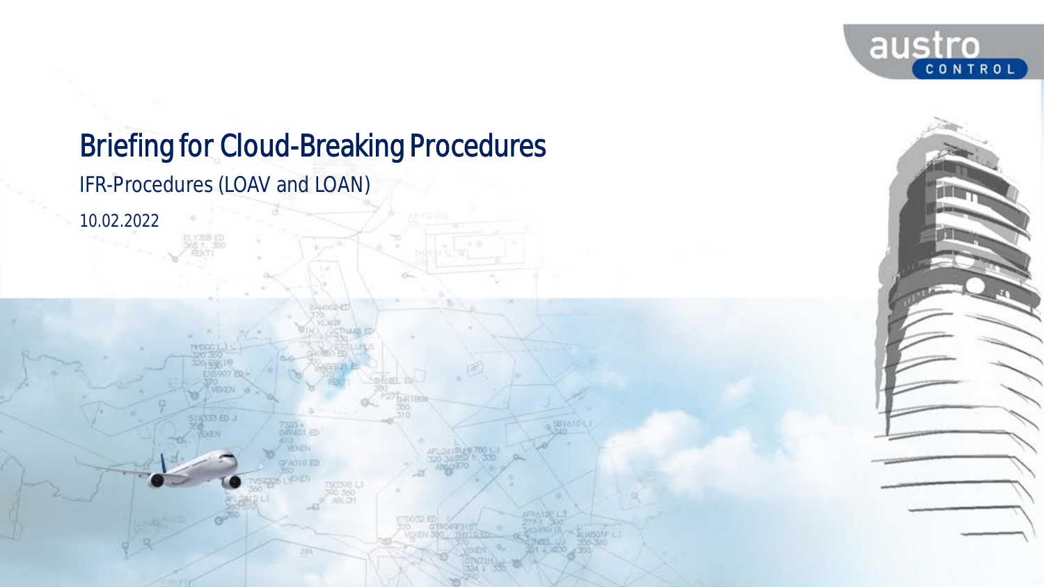# Briefing for Cloud-Breaking Procedures

IFR-Procedures (LOAV and LOAN)

10.02.2022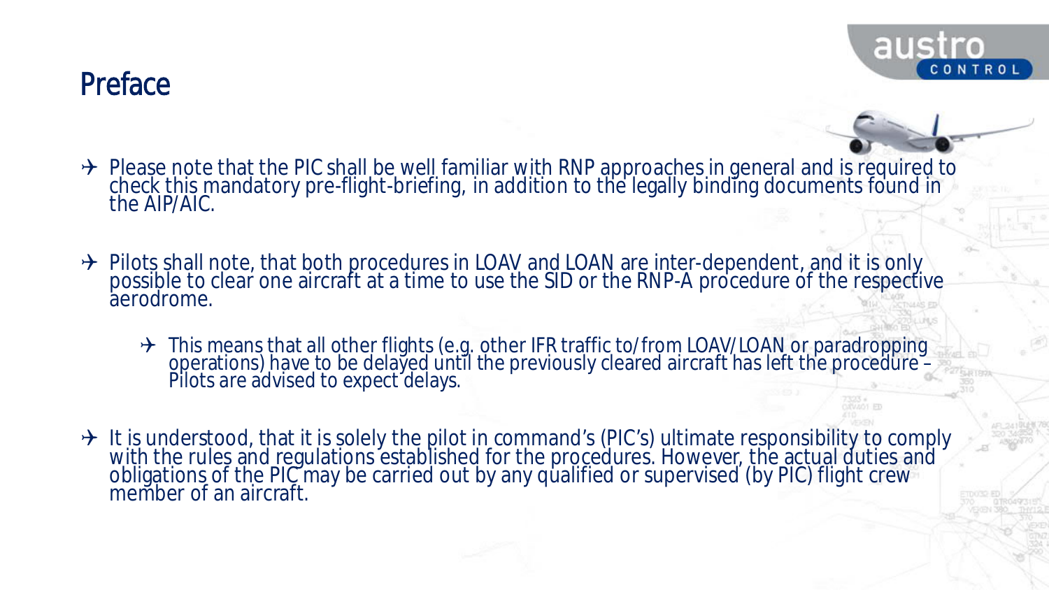# Preface

- Please note that the PIC shall be well familiar with RNP approaches in general and is required to check this mandatory pre-flight-briefing, in addition to the legally binding documents found in the AIP/AIC.

- Pilots shall note, that both procedures in LOAV and LOAN are inter-dependent, and it is only possible to clear one aircraft at a time to use the SID or the RNP-A procedure of the respective aerodrome.
  - This means that all other flights (e.g. other IFR traffic to/from LOAV/LOAN or paradropping operations) have to be delayed until the previously cleared aircraft has left the procedure – Pilots are advised to expect delays.

- It is understood, that it is solely the pilot in command's (PIC's) ultimate responsibility to comply with the rules and regulations established for the procedures. However, the actual duties and obligations of the PIC may be carried out by any qualified or supervised (by PIC) flight crew member of an aircraft.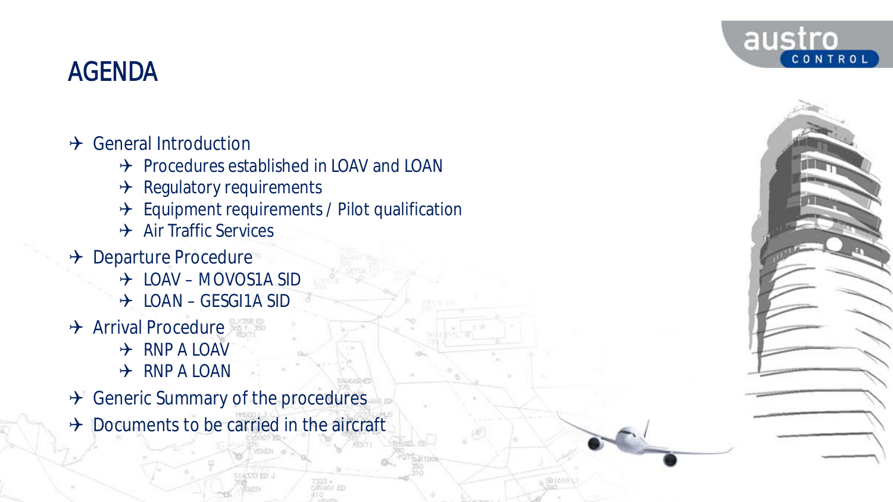# AGENDA

- General Introduction
  - Procedures established in LOAV and LOAN
  - Regulatory requirements
  - Equipment requirements / Pilot qualification
  - Air Traffic Services
- Departure Procedure
  - LOAV – MOVOS1A SID
  - LOAN – GESGI1A SID
- Arrival Procedure
  - RNP A LOAV
  - RNP A LOAN
- Generic Summary of the procedures
- Documents to be carried in the aircraft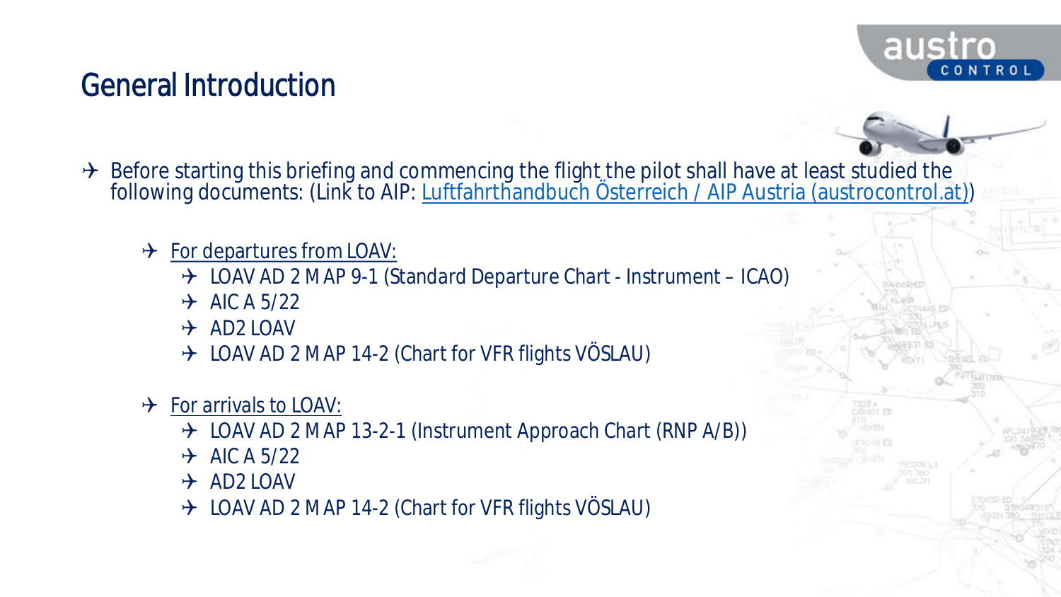# General Introduction

- Before starting this briefing and commencing the flight the pilot shall have at least studied the following documents: (Link to AIP: [Luftfahrthandbuch Österreich / AIP Austria (austrocontrol.at)](austrocontrol.at))

  - For departures from LOAV:
    - LOAV AD 2 MAP 9-1 (Standard Departure Chart - Instrument – ICAO)
    - AIC A 5/22
    - AD2 LOAV
    - LOAV AD 2 MAP 14-2 (Chart for VFR flights VÖSLAU)

  - For arrivals to LOAV:
    - LOAV AD 2 MAP 13-2-1 (Instrument Approach Chart (RNP A/B))
    - AIC A 5/22
    - AD2 LOAV
    - LOAV AD 2 MAP 14-2 (Chart for VFR flights VÖSLAU)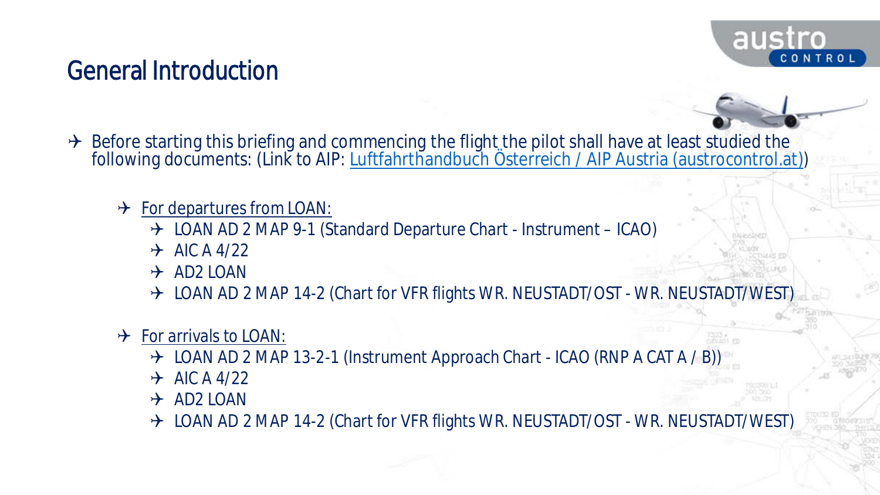# General Introduction

- Before starting this briefing and commencing the flight the pilot shall have at least studied the following documents: (Link to AIP: Luftfahrthandbuch Österreich / AIP Austria (austrocontrol.at))

  - For departures from LOAN:
    - LOAN AD 2 MAP 9-1 (Standard Departure Chart - Instrument – ICAO)
    - AIC A 4/22
    - AD2 LOAN
    - LOAN AD 2 MAP 14-2 (Chart for VFR flights WR. NEUSTADT/OST - WR. NEUSTADT/WEST)

  - For arrivals to LOAN:
    - LOAN AD 2 MAP 13-2-1 (Instrument Approach Chart - ICAO (RNP A CAT A / B))
    - AIC A 4/22
    - AD2 LOAN
    - LOAN AD 2 MAP 14-2 (Chart for VFR flights WR. NEUSTADT/OST - WR. NEUSTADT/WEST)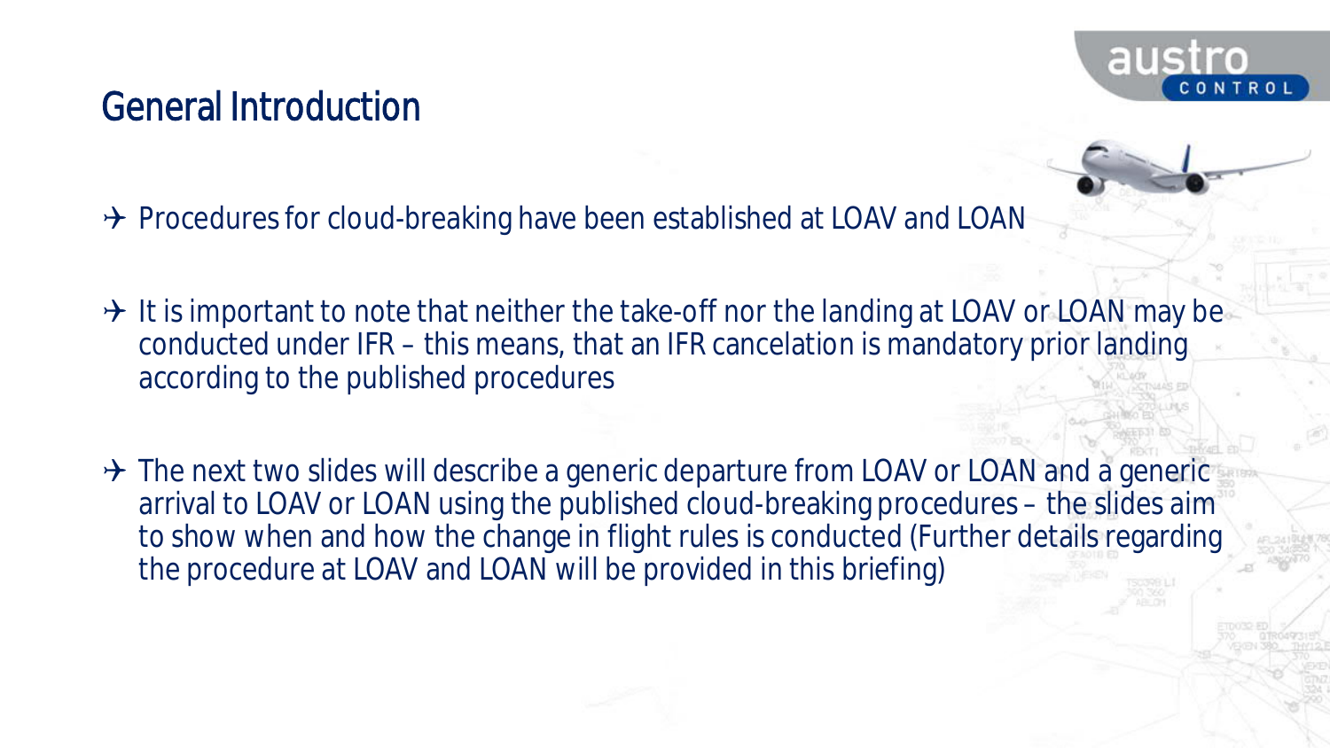# General Introduction

- Procedures for cloud-breaking have been established at LOAV and LOAN
- It is important to note that neither the take-off nor the landing at LOAV or LOAN may be conducted under IFR – this means, that an IFR cancelation is mandatory prior landing according to the published procedures
- The next two slides will describe a generic departure from LOAV or LOAN and a generic arrival to LOAV or LOAN using the published cloud-breaking procedures – the slides aim to show when and how the change in flight rules is conducted (Further details regarding the procedure at LOAV and LOAN will be provided in this briefing)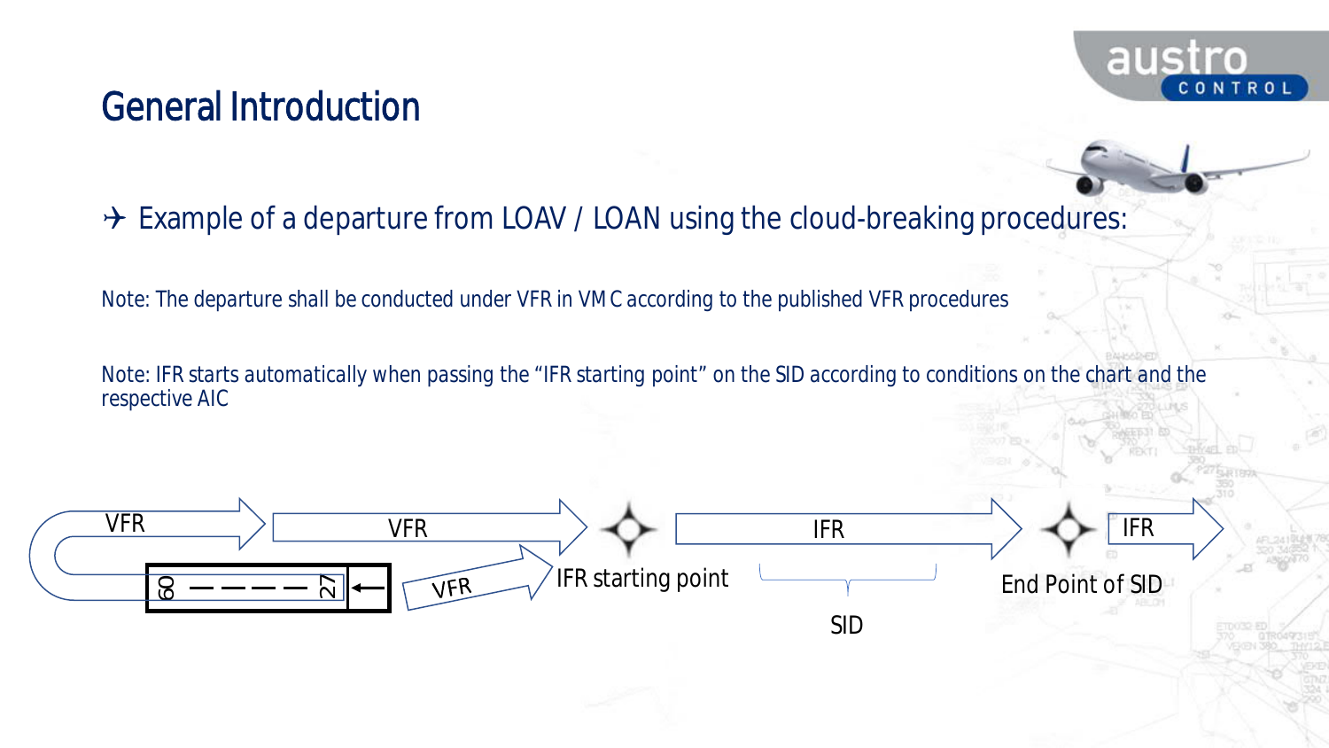# General Introduction

✈ Example of a departure from LOAV / LOAN using the cloud-breaking procedures:

Note: The departure shall be conducted under VFR in VMC according to the published VFR procedures

Note: IFR starts automatically when passing the “IFR starting point” on the SID according to conditions on the chart and the respective AIC

VFR → VFR → IFR starting point → IFR → End Point of SID → IFR

VFR

09 — — — — 27

SID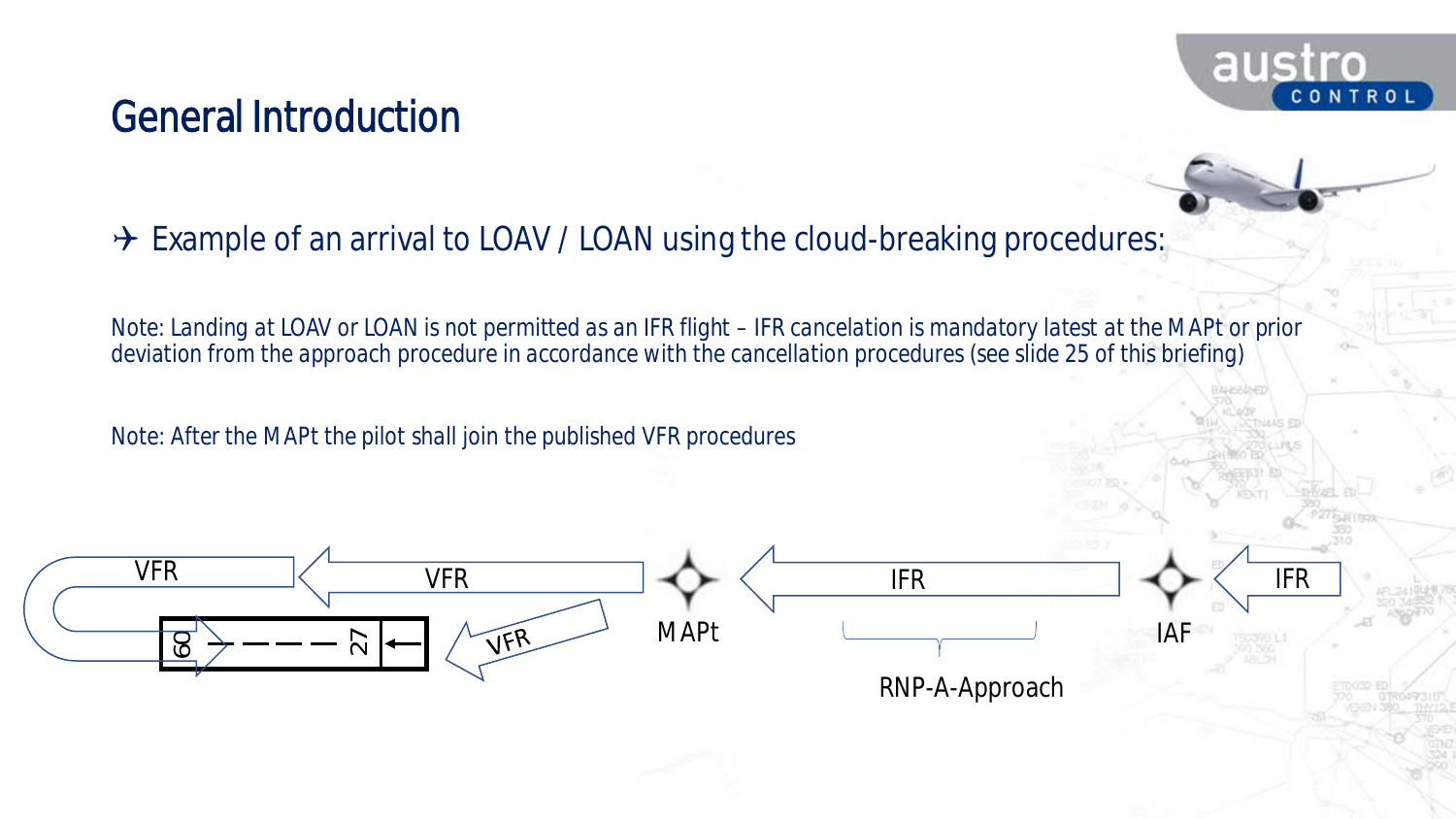# General Introduction

✈ Example of an arrival to LOAV / LOAN using the cloud-breaking procedures:

Note: Landing at LOAV or LOAN is not permitted as an IFR flight – IFR cancelation is mandatory latest at the MAPt or prior deviation from the approach procedure in accordance with the cancellation procedures (see slide 25 of this briefing)

Note: After the MAPt the pilot shall join the published VFR procedures

VFR VFR VFR MAPt IFR IFR IAF

09 27

RNP-A-Approach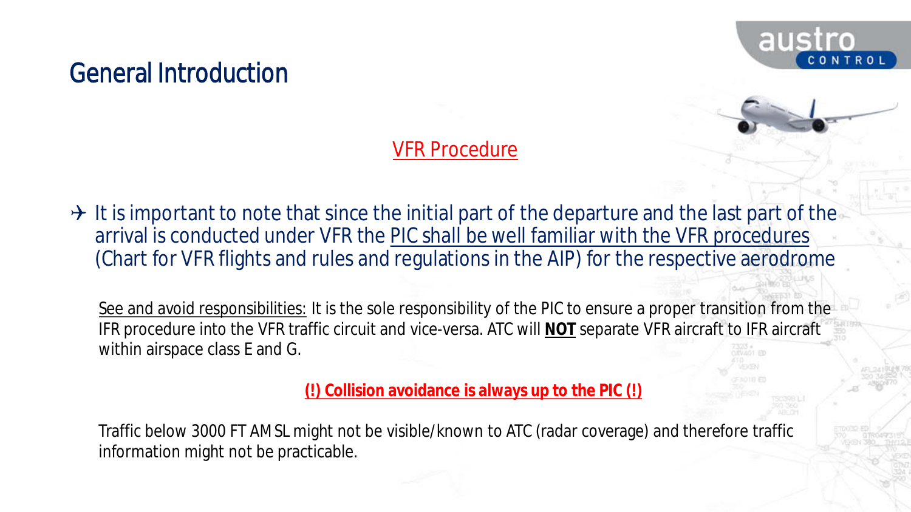# General Introduction

## VFR Procedure

- It is important to note that since the initial part of the departure and the last part of the arrival is conducted under VFR the PIC shall be well familiar with the VFR procedures (Chart for VFR flights and rules and regulations in the AIP) for the respective aerodrome

See and avoid responsibilities: It is the sole responsibility of the PIC to ensure a proper transition from the IFR procedure into the VFR traffic circuit and vice-versa. ATC will **NOT** separate VFR aircraft to IFR aircraft within airspace class E and G.

**(!) Collision avoidance is always up to the PIC (!)**

Traffic below 3000 FT AMSL might not be visible/known to ATC (radar coverage) and therefore traffic information might not be practicable.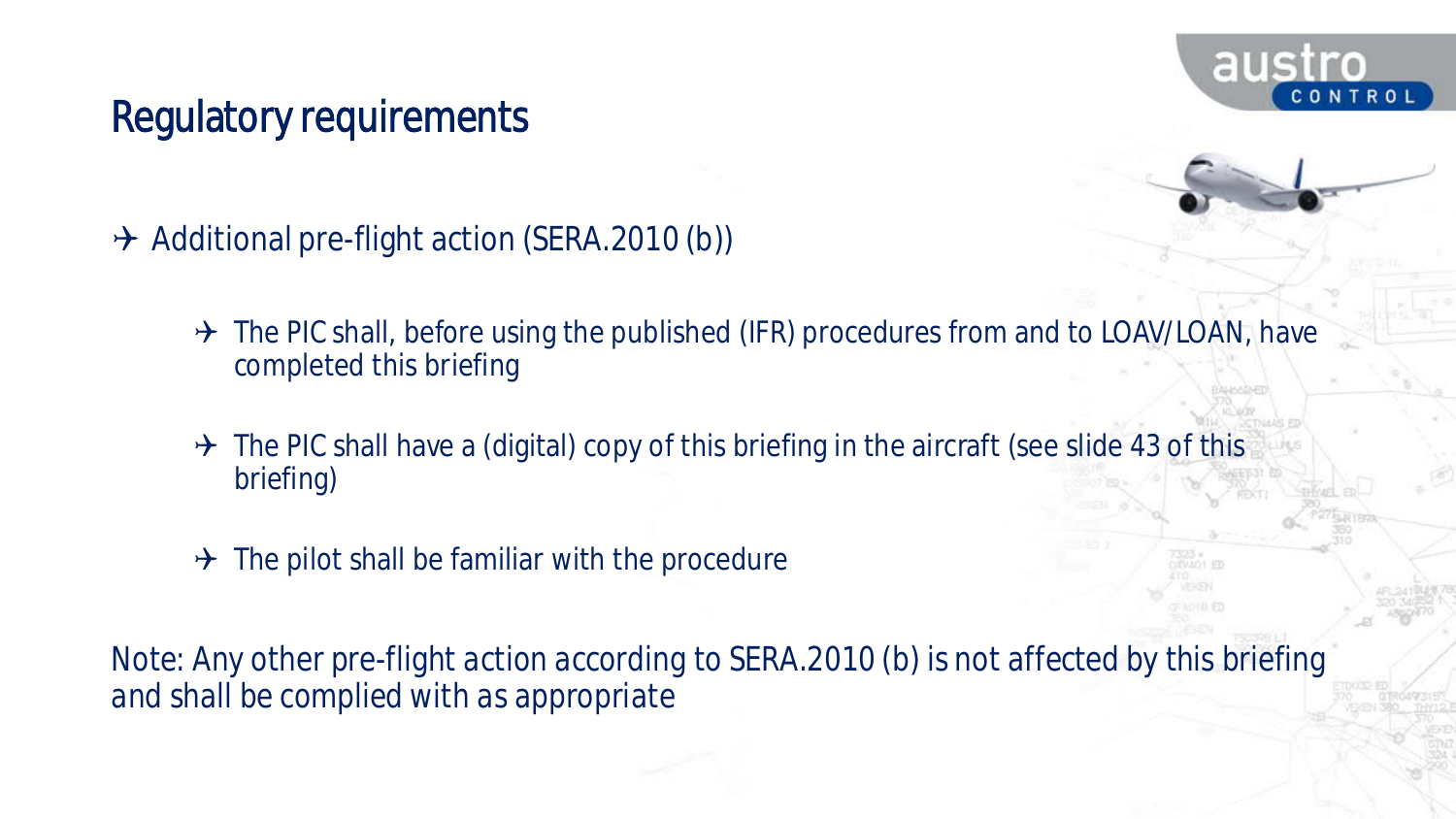# Regulatory requirements

- Additional pre-flight action (SERA.2010 (b))
  - The PIC shall, before using the published (IFR) procedures from and to LOAV/LOAN, have completed this briefing
  - The PIC shall have a (digital) copy of this briefing in the aircraft (see slide 43 of this briefing)
  - The pilot shall be familiar with the procedure

*Note: Any other pre-flight action according to SERA.2010 (b) is not affected by this briefing and shall be complied with as appropriate*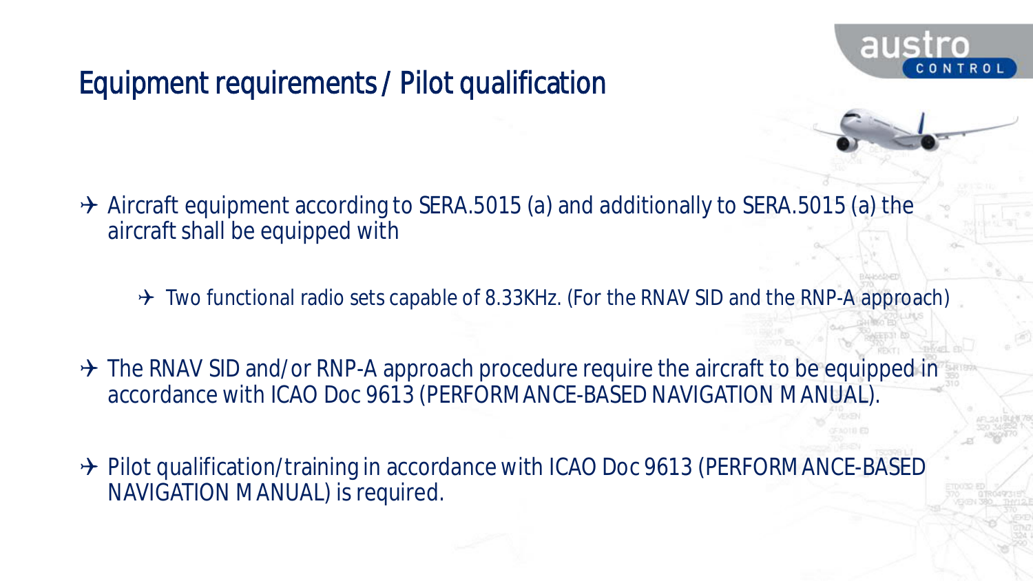# Equipment requirements / Pilot qualification

- Aircraft equipment according to SERA.5015 (a) and additionally to SERA.5015 (a) the aircraft shall be equipped with
  - Two functional radio sets capable of 8.33KHz. (For the RNAV SID and the RNP-A approach)
- The RNAV SID and/or RNP-A approach procedure require the aircraft to be equipped in accordance with ICAO Doc 9613 (PERFORMANCE-BASED NAVIGATION MANUAL).
- Pilot qualification/training in accordance with ICAO Doc 9613 (PERFORMANCE-BASED NAVIGATION MANUAL) is required.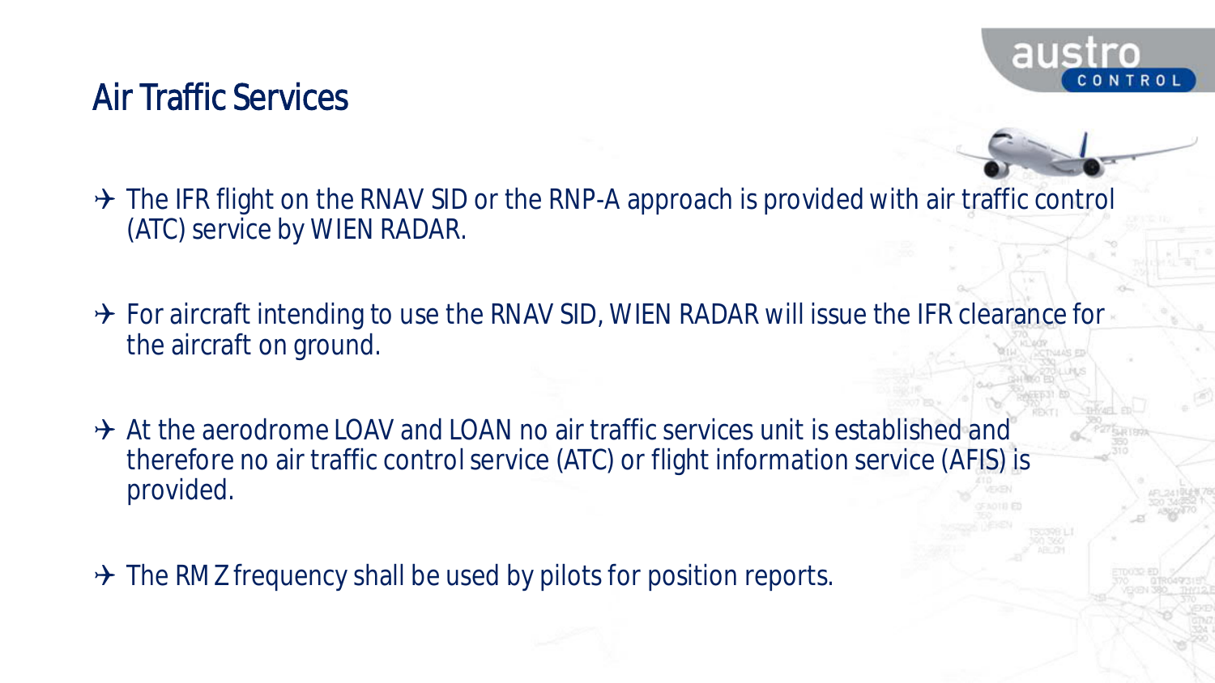# Air Traffic Services

- The IFR flight on the RNAV SID or the RNP-A approach is provided with air traffic control (ATC) service by WIEN RADAR.
- For aircraft intending to use the RNAV SID, WIEN RADAR will issue the IFR clearance for the aircraft on ground.
- At the aerodrome LOAV and LOAN no air traffic services unit is established and therefore no air traffic control service (ATC) or flight information service (AFIS) is provided.
- The RMZ frequency shall be used by pilots for position reports.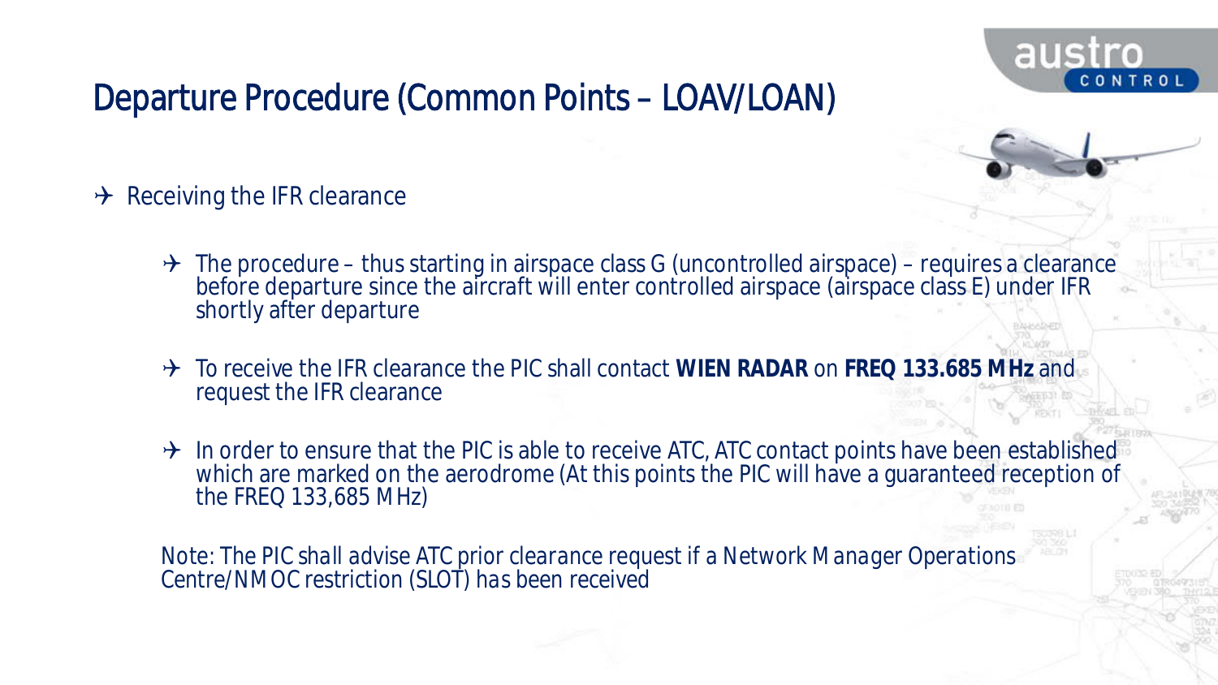# Departure Procedure (Common Points – LOAV/LOAN)

- Receiving the IFR clearance
  - The procedure – thus starting in airspace class G (uncontrolled airspace) – requires a clearance before departure since the aircraft will enter controlled airspace (airspace class E) under IFR shortly after departure
  - To receive the IFR clearance the PIC shall contact **WIEN RADAR** on **FREQ 133.685 MHz** and request the IFR clearance
  - In order to ensure that the PIC is able to receive ATC, ATC contact points have been established which are marked on the aerodrome (At this points the PIC will have a guaranteed reception of the FREQ 133,685 MHz)

*Note: The PIC shall advise ATC prior clearance request if a Network Manager Operations Centre/NMOC restriction (SLOT) has been received*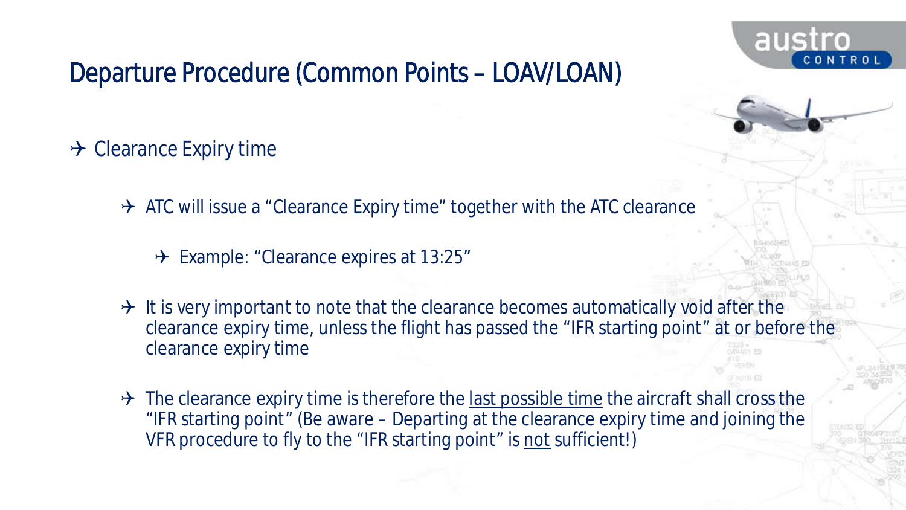# Departure Procedure (Common Points – LOAV/LOAN)

- Clearance Expiry time
  - ATC will issue a "Clearance Expiry time" together with the ATC clearance
    - Example: "Clearance expires at 13:25"
  - It is very important to note that the clearance becomes automatically void after the clearance expiry time, unless the flight has passed the "IFR starting point" at or before the clearance expiry time
  - The clearance expiry time is therefore the <u>last possible time</u> the aircraft shall cross the "IFR starting point" (Be aware – Departing at the clearance expiry time and joining the VFR procedure to fly to the "IFR starting point" is <u>not</u> sufficient!)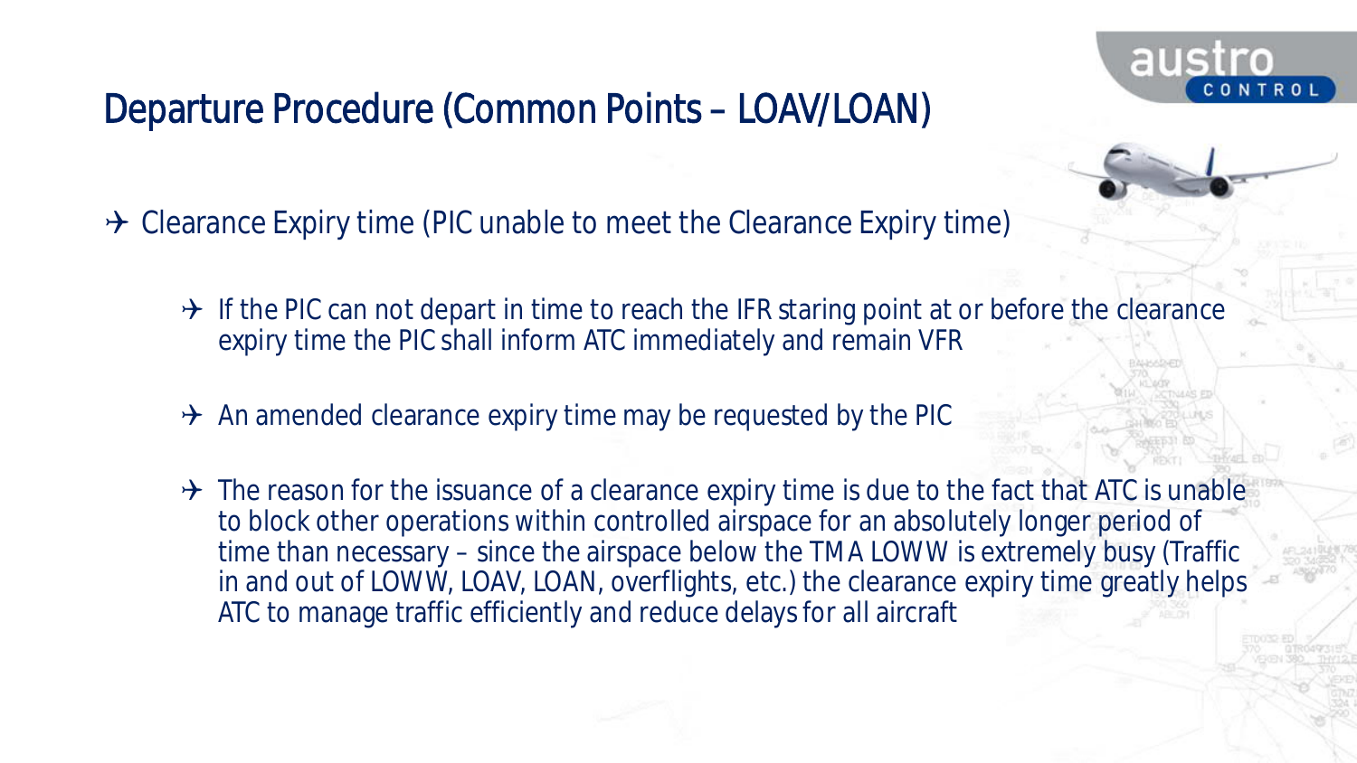# Departure Procedure (Common Points – LOAV/LOAN)

- ✈ Clearance Expiry time (PIC unable to meet the Clearance Expiry time)
  - ✈ If the PIC can not depart in time to reach the IFR staring point at or before the clearance expiry time the PIC shall inform ATC immediately and remain VFR
  - ✈ An amended clearance expiry time may be requested by the PIC
  - ✈ The reason for the issuance of a clearance expiry time is due to the fact that ATC is unable to block other operations within controlled airspace for an absolutely longer period of time than necessary – since the airspace below the TMA LOWW is extremely busy (Traffic in and out of LOWW, LOAV, LOAN, overflights, etc.) the clearance expiry time greatly helps ATC to manage traffic efficiently and reduce delays for all aircraft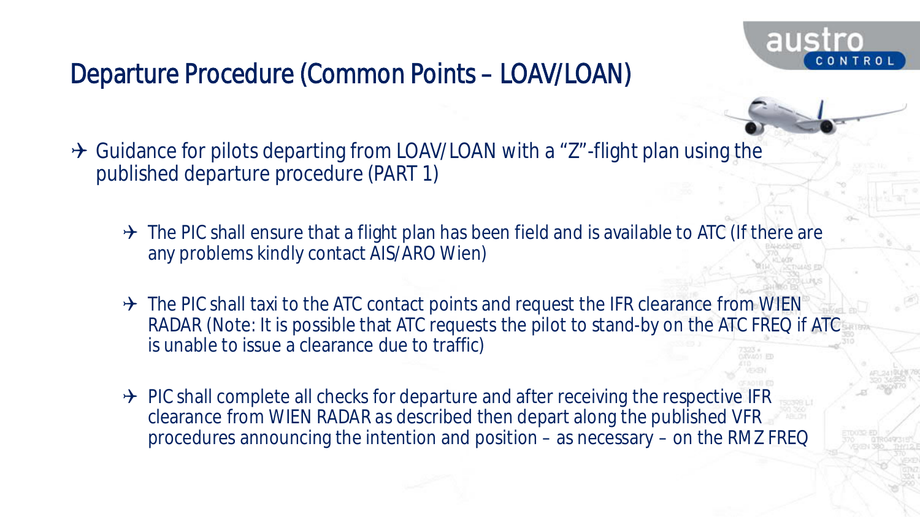# Departure Procedure (Common Points – LOAV/LOAN)

- Guidance for pilots departing from LOAV/LOAN with a "Z"-flight plan using the published departure procedure (PART 1)
  - The PIC shall ensure that a flight plan has been field and is available to ATC (If there are any problems kindly contact AIS/ARO Wien)
  - The PIC shall taxi to the ATC contact points and request the IFR clearance from WIEN RADAR (Note: It is possible that ATC requests the pilot to stand-by on the ATC FREQ if ATC is unable to issue a clearance due to traffic)
  - PIC shall complete all checks for departure and after receiving the respective IFR clearance from WIEN RADAR as described then depart along the published VFR procedures announcing the intention and position – as necessary – on the RMZ FREQ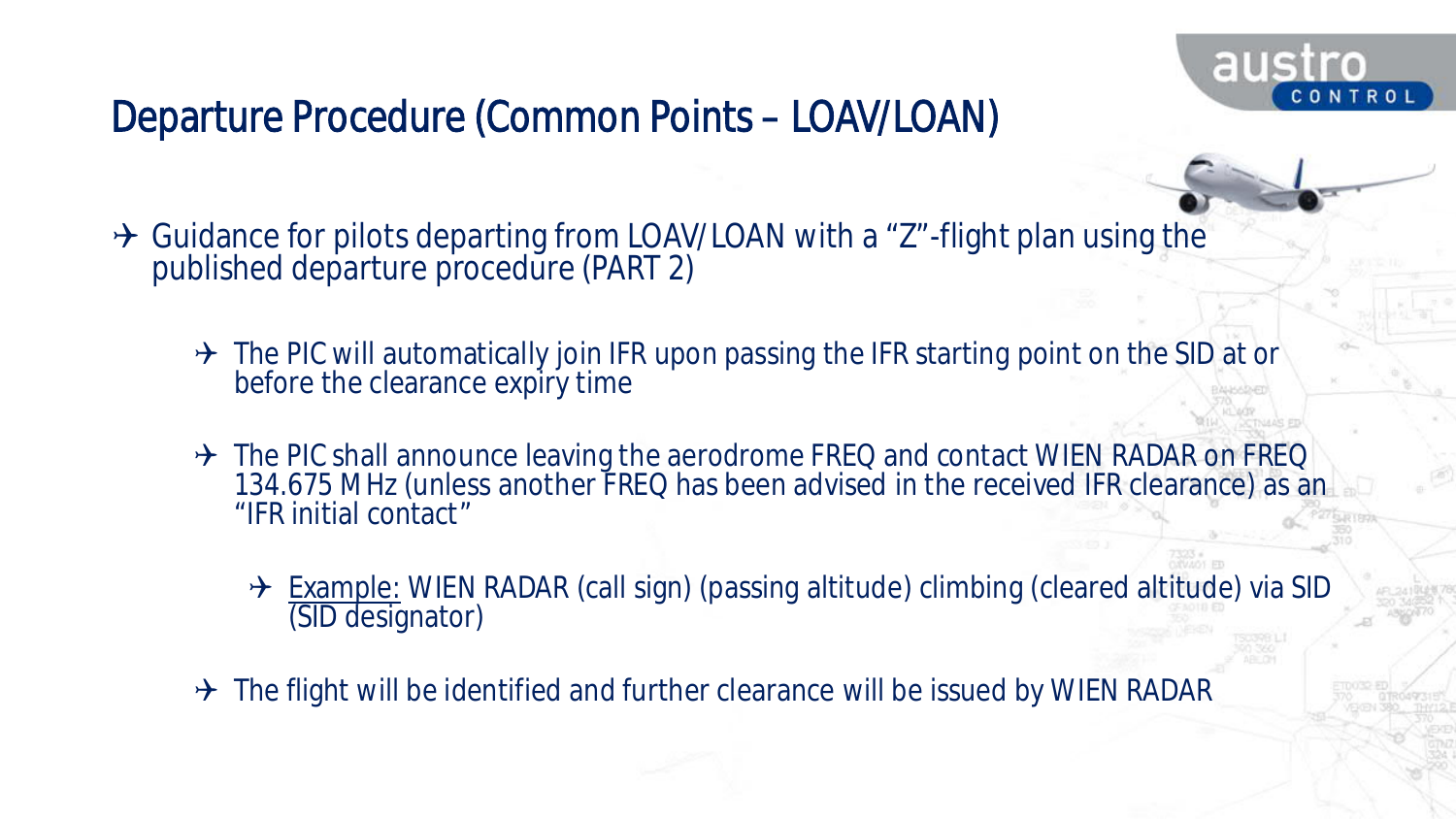# Departure Procedure (Common Points – LOAV/LOAN)

- Guidance for pilots departing from LOAV/LOAN with a "Z"-flight plan using the published departure procedure (PART 2)
  - The PIC will automatically join IFR upon passing the IFR starting point on the SID at or before the clearance expiry time
  - The PIC shall announce leaving the aerodrome FREQ and contact WIEN RADAR on FREQ 134.675 MHz (unless another FREQ has been advised in the received IFR clearance) as an "IFR initial contact"
    - Example: WIEN RADAR (call sign) (passing altitude) climbing (cleared altitude) via SID (SID designator)
  - The flight will be identified and further clearance will be issued by WIEN RADAR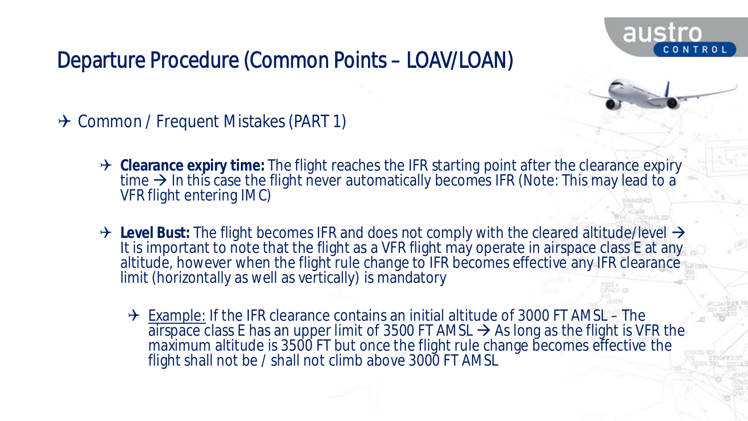# Departure Procedure (Common Points – LOAV/LOAN)

- Common / Frequent Mistakes (PART 1)
  - **Clearance expiry time:** The flight reaches the IFR starting point after the clearance expiry time → In this case the flight never automatically becomes IFR (Note: This may lead to a VFR flight entering IMC)
  - **Level Bust:** The flight becomes IFR and does not comply with the cleared altitude/level → It is important to note that the flight as a VFR flight may operate in airspace class E at any altitude, however when the flight rule change to IFR becomes effective any IFR clearance limit (horizontally as well as vertically) is mandatory
    - Example: If the IFR clearance contains an initial altitude of 3000 FT AMSL – The airspace class E has an upper limit of 3500 FT AMSL → As long as the flight is VFR the maximum altitude is 3500 FT but once the flight rule change becomes effective the flight shall not be / shall not climb above 3000 FT AMSL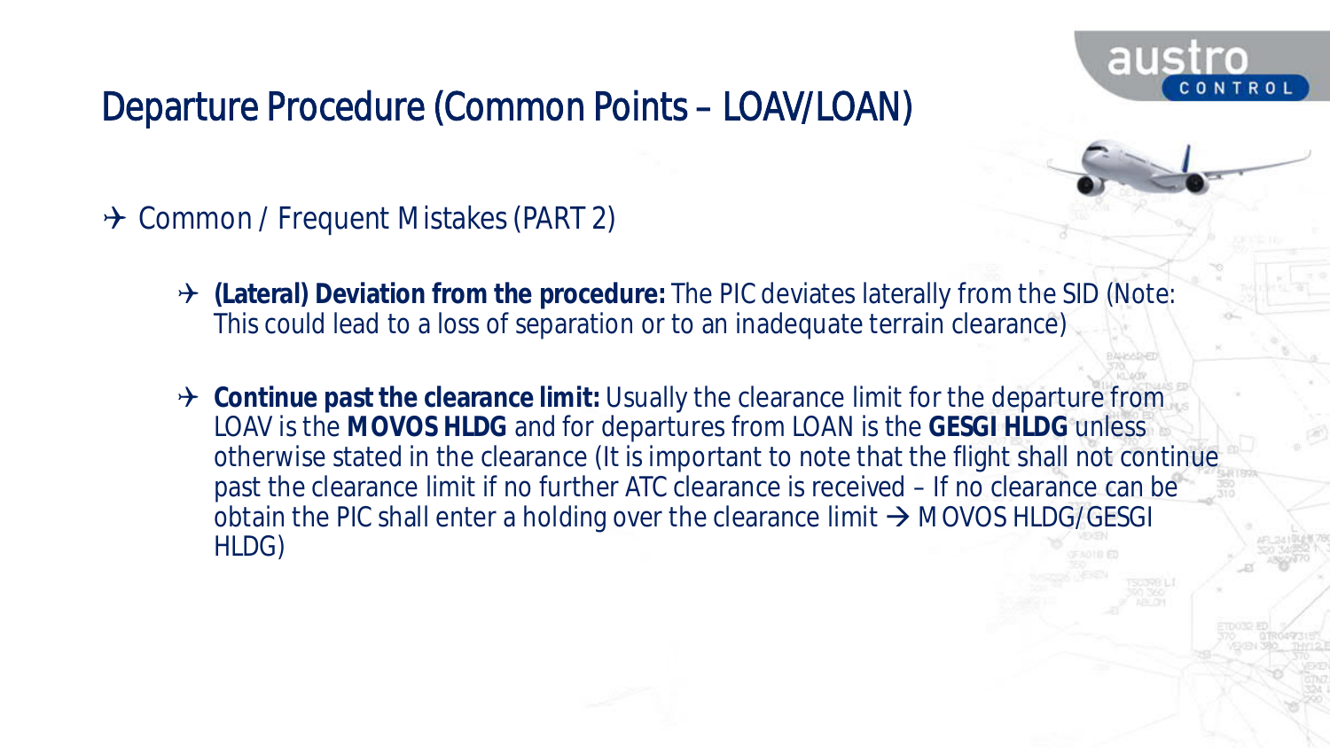# Departure Procedure (Common Points – LOAV/LOAN)

- Common / Frequent Mistakes (PART 2)
  - **(Lateral) Deviation from the procedure:** The PIC deviates laterally from the SID (Note: This could lead to a loss of separation or to an inadequate terrain clearance)
  - **Continue past the clearance limit:** Usually the clearance limit for the departure from LOAV is the **MOVOS HLDG** and for departures from LOAN is the **GESGI HLDG** unless otherwise stated in the clearance (It is important to note that the flight shall not continue past the clearance limit if no further ATC clearance is received – If no clearance can be obtain the PIC shall enter a holding over the clearance limit → MOVOS HLDG/GESGI HLDG)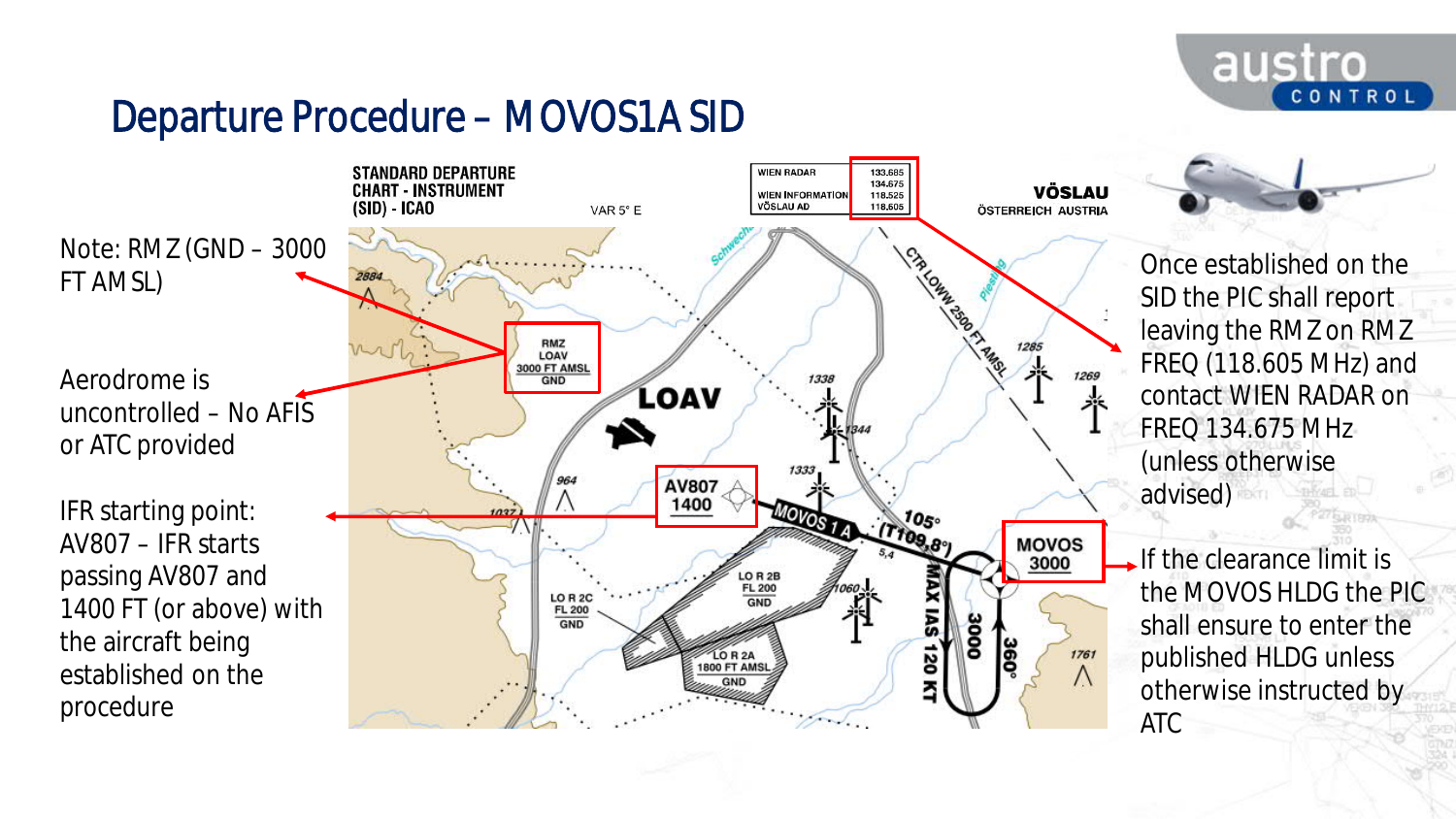# Departure Procedure – MOVOS1A SID

Note: RMZ (GND – 3000 FT AMSL)

Aerodrome is uncontrolled – No AFIS or ATC provided

IFR starting point: AV807 – IFR starts passing AV807 and 1400 FT (or above) with the aircraft being established on the procedure

STANDARD DEPARTURE CHART - INSTRUMENT (SID) - ICAO

VAR 5° E

| WIEN RADAR | 133.685 |
|---|---|
| | 134.675 |
| WIEN INFORMATION | 118.525 |
| VÖSLAU AD | 118.605 |

VÖSLAU
ÖSTERREICH AUSTRIA

RMZ
LOAV
3000 FT AMSL
GND

LOAV

AV807
1400

MOVOS 1 A

105° (T109.8°)

5.4

MOVOS
3000

MAX IAS 120 KT

3000

360°

CTR LOWW 2500 FT AMSL

LO R 2B
FL 200
GND

LO R 2C
FL 200
GND

LO R 2A
1800 FT AMSL
GND

Once established on the SID the PIC shall report leaving the RMZ on RMZ FREQ (118.605 MHz) and contact WIEN RADAR on FREQ 134.675 MHz (unless otherwise advised)

If the clearance limit is the MOVOS HLDG the PIC shall ensure to enter the published HLDG unless otherwise instructed by ATC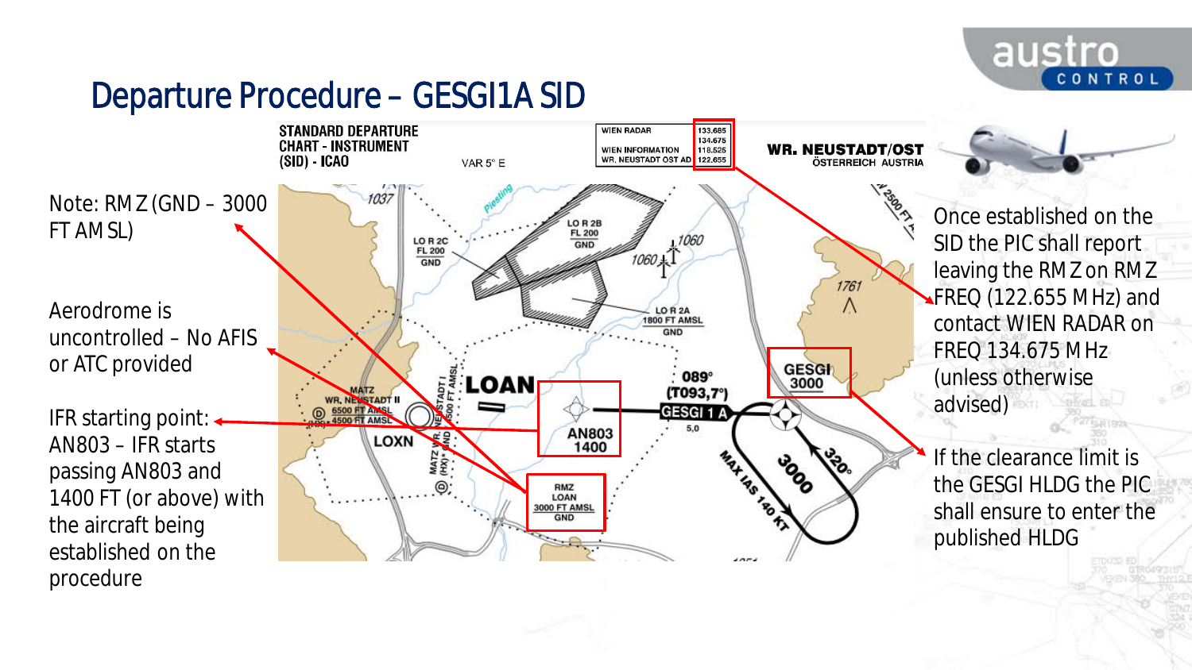# Departure Procedure – GESGI1A SID

Note: RMZ (GND – 3000 FT AMSL)

Aerodrome is uncontrolled – No AFIS or ATC provided

IFR starting point: AN803 – IFR starts passing AN803 and 1400 FT (or above) with the aircraft being established on the procedure

STANDARD DEPARTURE CHART - INSTRUMENT (SID) - ICAO

VAR 5° E

| | |
|---|---|
| WIEN RADAR | 133.685 134.675 |
| WIEN INFORMATION | 118.525 |
| WR. NEUSTADT OST AD | 122.655 |

WR. NEUSTADT/OST
ÖSTERREICH AUSTRIA

LO R 2C FL 200 GND

LO R 2B FL 200 GND

LO R 2A 1800 FT AMSL GND

MATZ WR. NEUSTADT II 6500 FT AMSL 4500 FT AMSL

LOAN

LOXN

AN803 1400

RMZ LOAN 3000 FT AMSL GND

089° (T093,7°)

GESGI 1 A

5,0

GESGI 3000

320°

3000

MAX IAS 140 KT

Once established on the SID the PIC shall report leaving the RMZ on RMZ FREQ (122.655 MHz) and contact WIEN RADAR on FREQ 134.675 MHz (unless otherwise advised)

If the clearance limit is the GESGI HLDG the PIC shall ensure to enter the published HLDG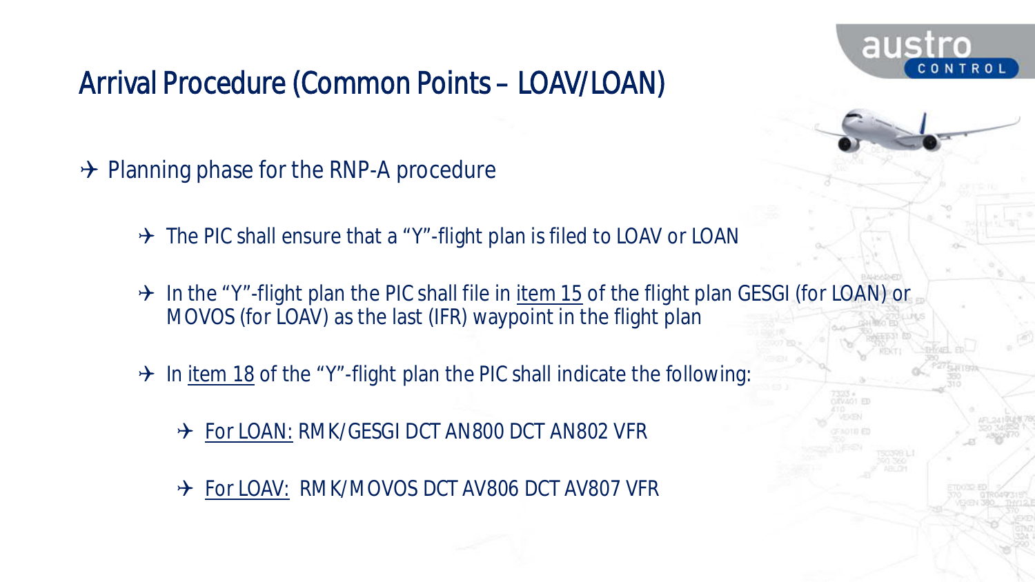# Arrival Procedure (Common Points – LOAV/LOAN)

- Planning phase for the RNP-A procedure
  - The PIC shall ensure that a "Y"-flight plan is filed to LOAV or LOAN
  - In the "Y"-flight plan the PIC shall file in item 15 of the flight plan GESGI (for LOAN) or MOVOS (for LOAV) as the last (IFR) waypoint in the flight plan
  - In item 18 of the "Y"-flight plan the PIC shall indicate the following:
    - For LOAN: RMK/GESGI DCT AN800 DCT AN802 VFR
    - For LOAV: RMK/MOVOS DCT AV806 DCT AV807 VFR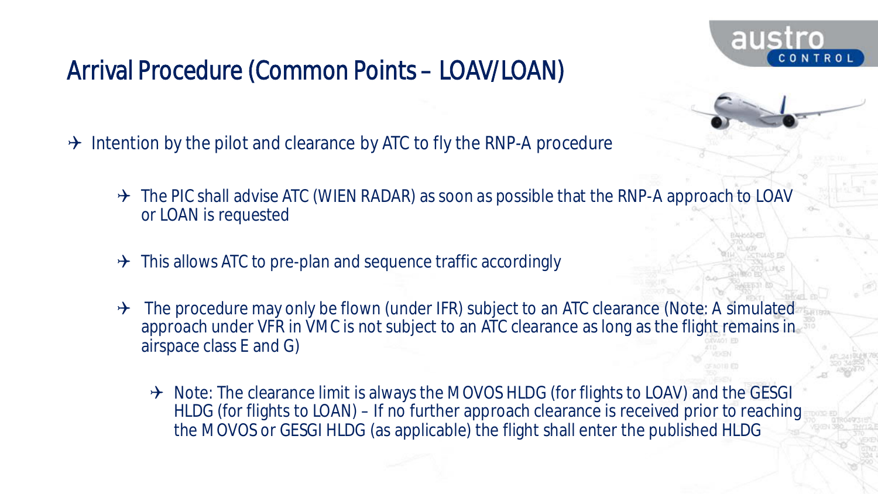# Arrival Procedure (Common Points – LOAV/LOAN)

- Intention by the pilot and clearance by ATC to fly the RNP-A procedure
  - The PIC shall advise ATC (WIEN RADAR) as soon as possible that the RNP-A approach to LOAV or LOAN is requested
  - This allows ATC to pre-plan and sequence traffic accordingly
  - The procedure may only be flown (under IFR) subject to an ATC clearance (Note: A simulated approach under VFR in VMC is not subject to an ATC clearance as long as the flight remains in airspace class E and G)
    - Note: The clearance limit is always the MOVOS HLDG (for flights to LOAV) and the GESGI HLDG (for flights to LOAN) – If no further approach clearance is received prior to reaching the MOVOS or GESGI HLDG (as applicable) the flight shall enter the published HLDG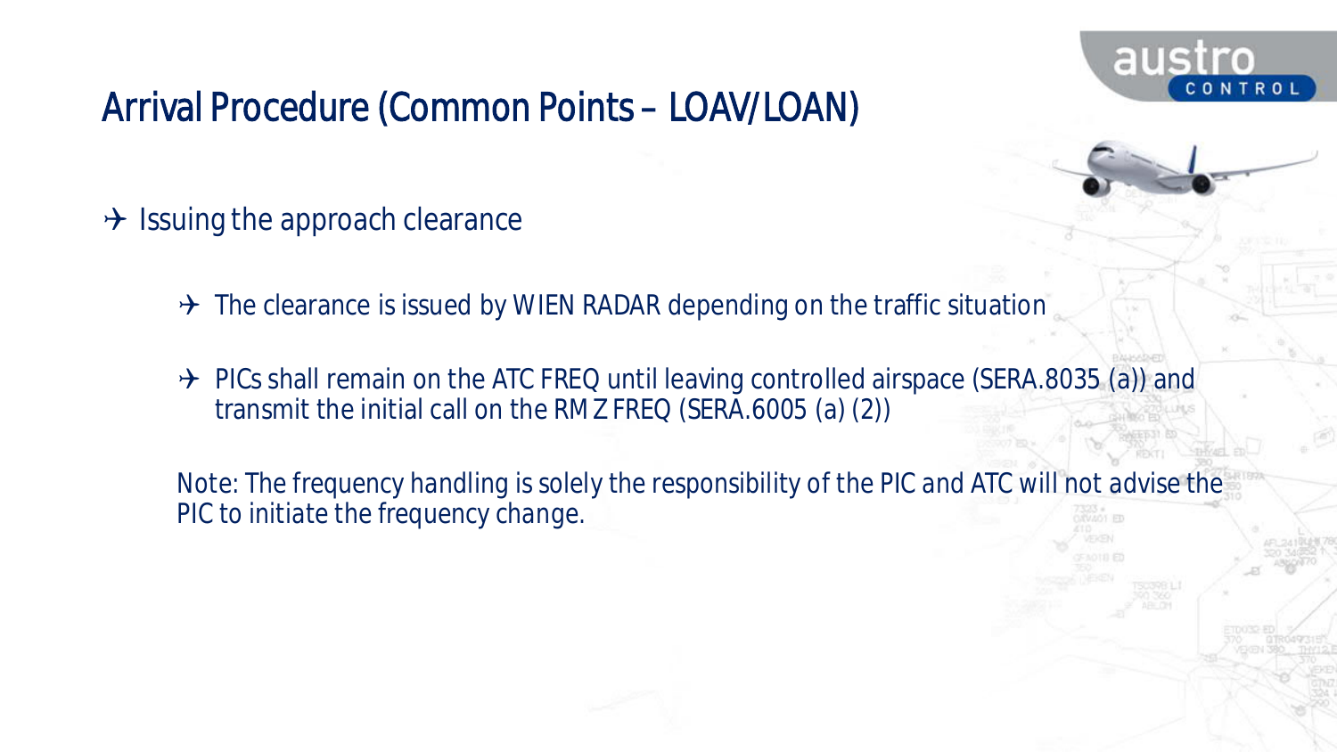# Arrival Procedure (Common Points – LOAV/LOAN)

- Issuing the approach clearance
  - The clearance is issued by WIEN RADAR depending on the traffic situation
  - PICs shall remain on the ATC FREQ until leaving controlled airspace (SERA.8035 (a)) and transmit the initial call on the RMZ FREQ (SERA.6005 (a) (2))

Note: The frequency handling is solely the responsibility of the PIC and ATC will not advise the PIC to initiate the frequency change.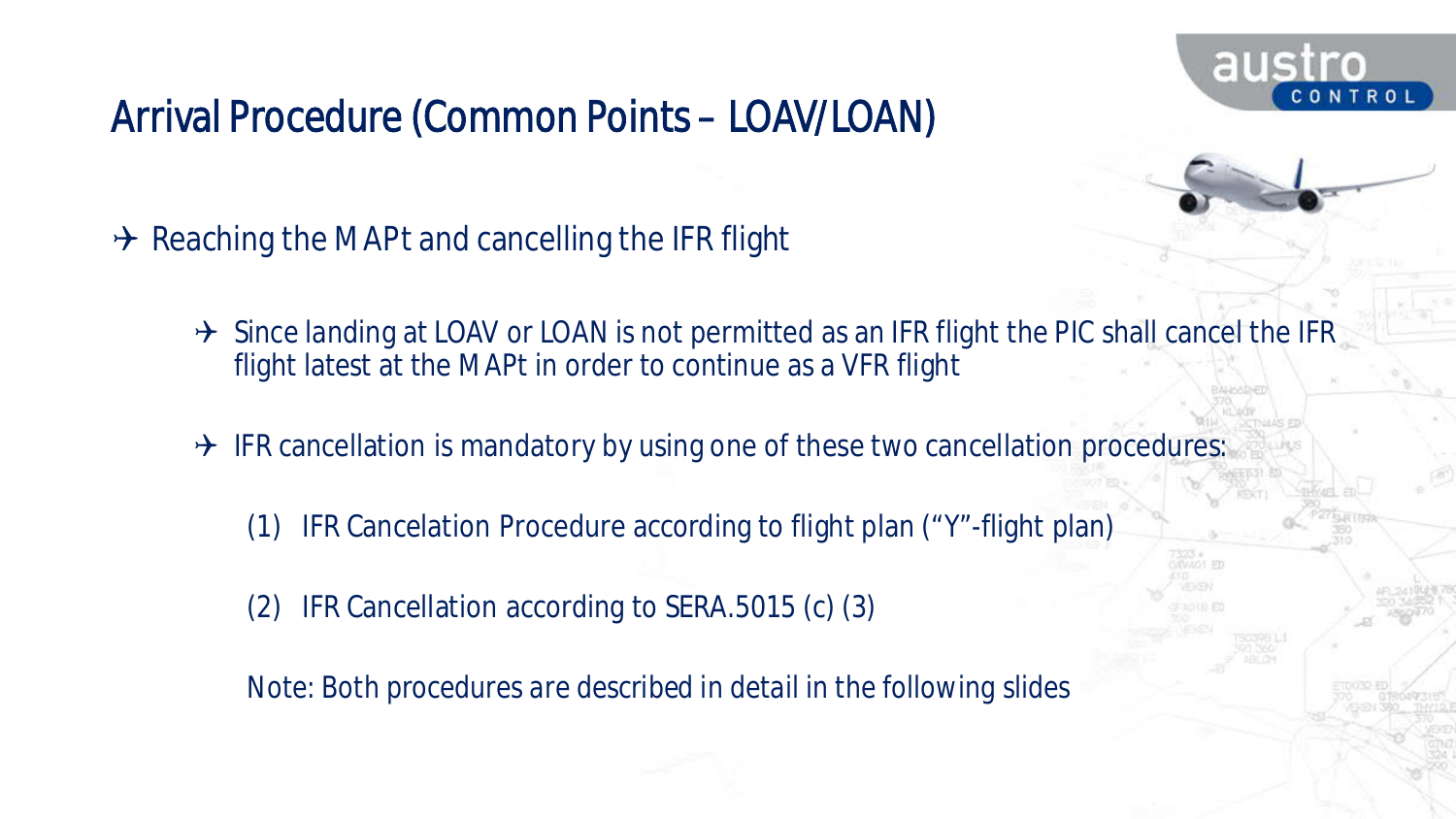# Arrival Procedure (Common Points – LOAV/LOAN)

- Reaching the MAPt and cancelling the IFR flight
  - Since landing at LOAV or LOAN is not permitted as an IFR flight the PIC shall cancel the IFR flight latest at the MAPt in order to continue as a VFR flight
  - IFR cancellation is mandatory by using one of these two cancellation procedures:

    (1) IFR Cancelation Procedure according to flight plan (“Y”-flight plan)

    (2) IFR Cancellation according to SERA.5015 (c) (3)

    Note: Both procedures are described in detail in the following slides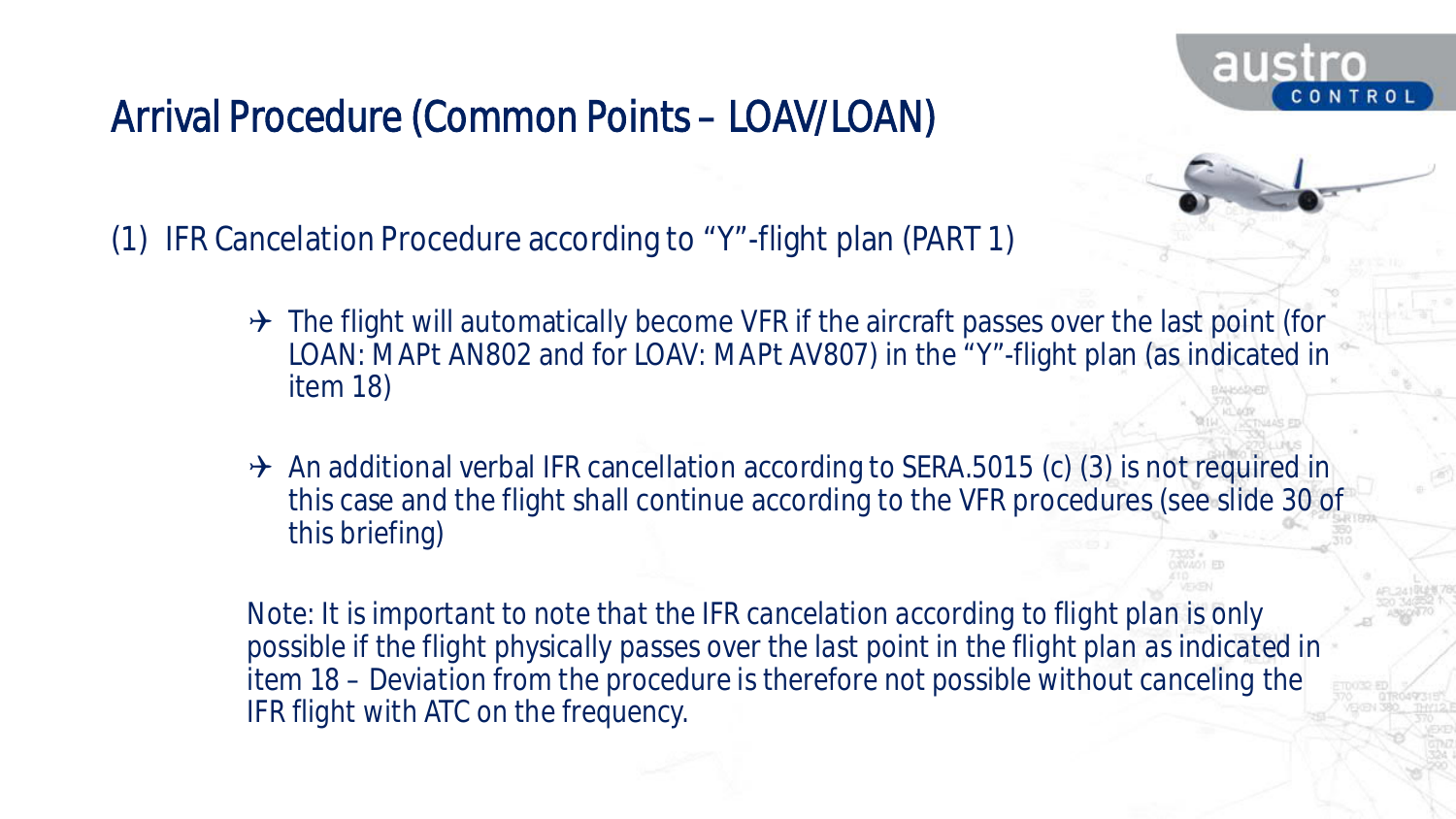# Arrival Procedure (Common Points – LOAV/LOAN)

(1) IFR Cancelation Procedure according to "Y"-flight plan (PART 1)

- The flight will automatically become VFR if the aircraft passes over the last point (for LOAN: MAPt AN802 and for LOAV: MAPt AV807) in the "Y"-flight plan (as indicated in item 18)
- An additional verbal IFR cancellation according to SERA.5015 (c) (3) is not required in this case and the flight shall continue according to the VFR procedures (see slide 30 of this briefing)

Note: It is important to note that the IFR cancelation according to flight plan is only possible if the flight physically passes over the last point in the flight plan as indicated in item 18 – Deviation from the procedure is therefore not possible without canceling the IFR flight with ATC on the frequency.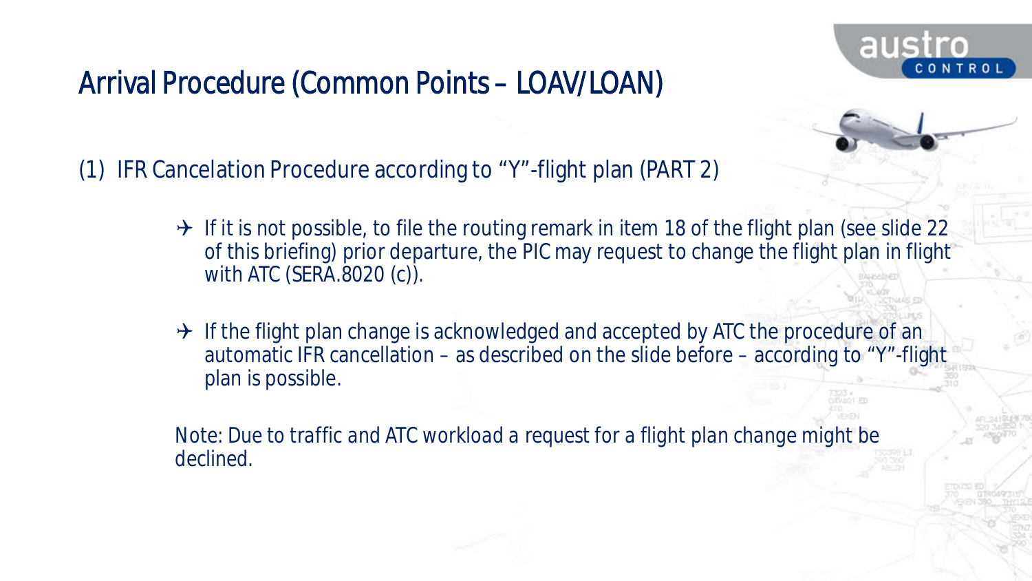# Arrival Procedure (Common Points – LOAV/LOAN)

(1) IFR Cancelation Procedure according to "Y"-flight plan (PART 2)

- ✈ If it is not possible, to file the routing remark in item 18 of the flight plan (see slide 22 of this briefing) prior departure, the PIC may request to change the flight plan in flight with ATC (SERA.8020 (c)).
- ✈ If the flight plan change is acknowledged and accepted by ATC the procedure of an automatic IFR cancellation – as described on the slide before – according to "Y"-flight plan is possible.

Note: Due to traffic and ATC workload a request for a flight plan change might be declined.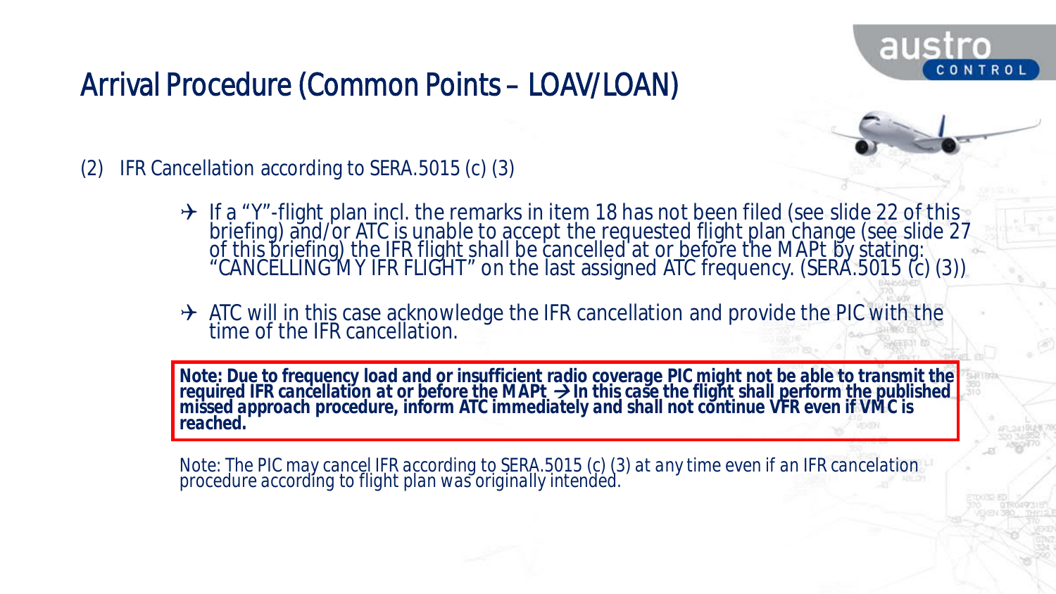# Arrival Procedure (Common Points – LOAV/LOAN)

(2) IFR Cancellation according to SERA.5015 (c) (3)

- If a "Y"-flight plan incl. the remarks in item 18 has not been filed (see slide 22 of this briefing) and/or ATC is unable to accept the requested flight plan change (see slide 27 of this briefing) the IFR flight shall be cancelled at or before the MAPt by stating: "CANCELLING MY IFR FLIGHT" on the last assigned ATC frequency. (SERA.5015 (c) (3))

- ATC will in this case acknowledge the IFR cancellation and provide the PIC with the time of the IFR cancellation.

**Note: Due to frequency load and or insufficient radio coverage PIC might not be able to transmit the required IFR cancellation at or before the MAPt → In this case the flight shall perform the published missed approach procedure, inform ATC immediately and shall not continue VFR even if VMC is reached.**

Note: The PIC may cancel IFR according to SERA.5015 (c) (3) at any time even if an IFR cancelation procedure according to flight plan was originally intended.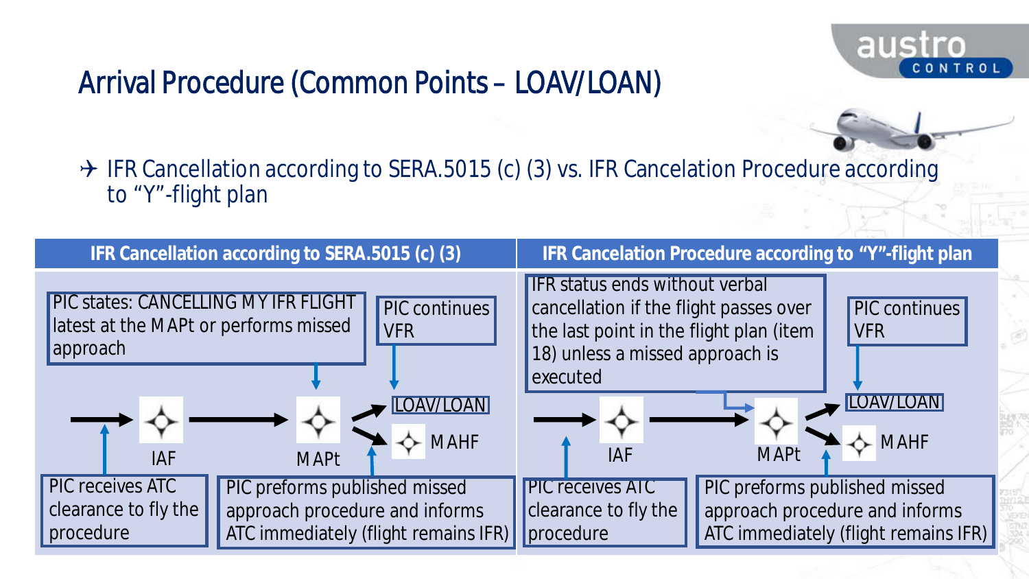# Arrival Procedure (Common Points – LOAV/LOAN)

- IFR Cancellation according to SERA.5015 (c) (3) vs. IFR Cancelation Procedure according to "Y"-flight plan

| IFR Cancellation according to SERA.5015 (c) (3) | IFR Cancelation Procedure according to "Y"-flight plan |
| --- | --- |
| PIC states: CANCELLING MY IFR FLIGHT latest at the MAPt or performs missed approach | IFR status ends without verbal cancellation if the flight passes over the last point in the flight plan (item 18) unless a missed approach is executed |
| PIC continues VFR | PIC continues VFR |
| IAF → MAPt → LOAV/LOAN / MAHF | IAF → MAPt → LOAV/LOAN / MAHF |
| PIC receives ATC clearance to fly the procedure | PIC receives ATC clearance to fly the procedure |
| PIC preforms published missed approach procedure and informs ATC immediately (flight remains IFR) | PIC preforms published missed approach procedure and informs ATC immediately (flight remains IFR) |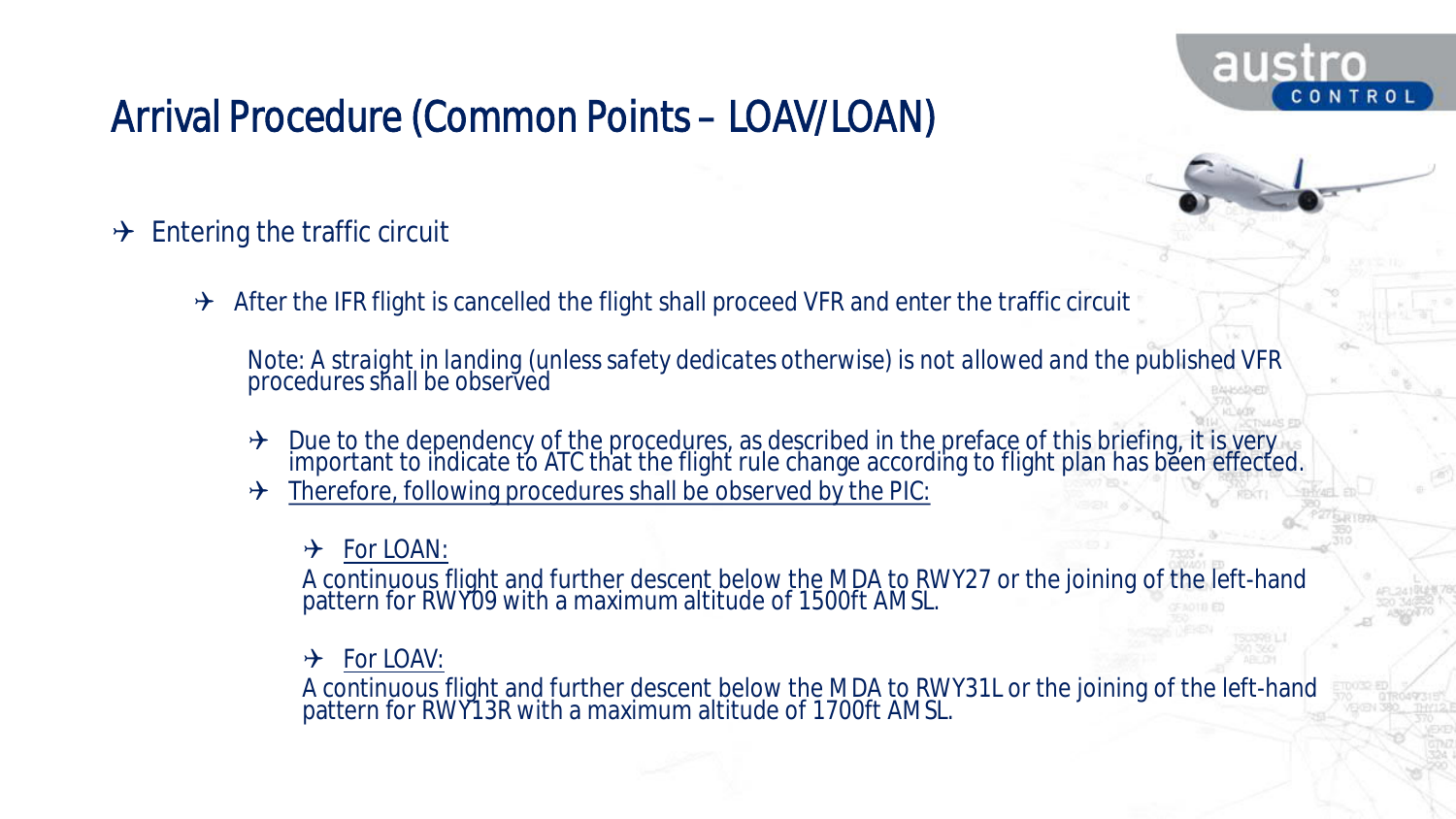# Arrival Procedure (Common Points – LOAV/LOAN)

- Entering the traffic circuit
  - After the IFR flight is cancelled the flight shall proceed VFR and enter the traffic circuit

    *Note: A straight in landing (unless safety dedicates otherwise) is not allowed and the published VFR procedures shall be observed*

    - Due to the dependency of the procedures, as described in the preface of this briefing, it is very important to indicate to ATC that the flight rule change according to flight plan has been effected.
    - Therefore, following procedures shall be observed by the PIC:
      - For LOAN:

        A continuous flight and further descent below the MDA to RWY27 or the joining of the left-hand pattern for RWY09 with a maximum altitude of 1500ft AMSL.

      - For LOAV:

        A continuous flight and further descent below the MDA to RWY31L or the joining of the left-hand pattern for RWY13R with a maximum altitude of 1700ft AMSL.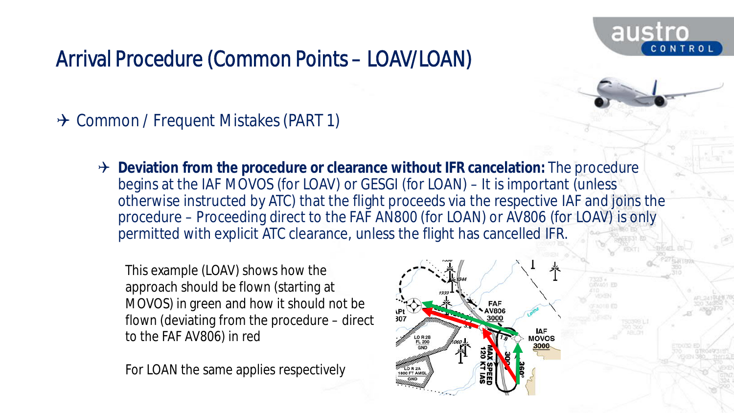# Arrival Procedure (Common Points – LOAV/LOAN)

- Common / Frequent Mistakes (PART 1)

  - **Deviation from the procedure or clearance without IFR cancelation:** The procedure begins at the IAF MOVOS (for LOAV) or GESGI (for LOAN) – It is important (unless otherwise instructed by ATC) that the flight proceeds via the respective IAF and joins the procedure – Proceeding direct to the FAF AN800 (for LOAN) or AV806 (for LOAV) is only permitted with explicit ATC clearance, unless the flight has cancelled IFR.

This example (LOAV) shows how the approach should be flown (starting at MOVOS) in green and how it should not be flown (deviating from the procedure – direct to the FAF AV806) in red

For LOAN the same applies respectively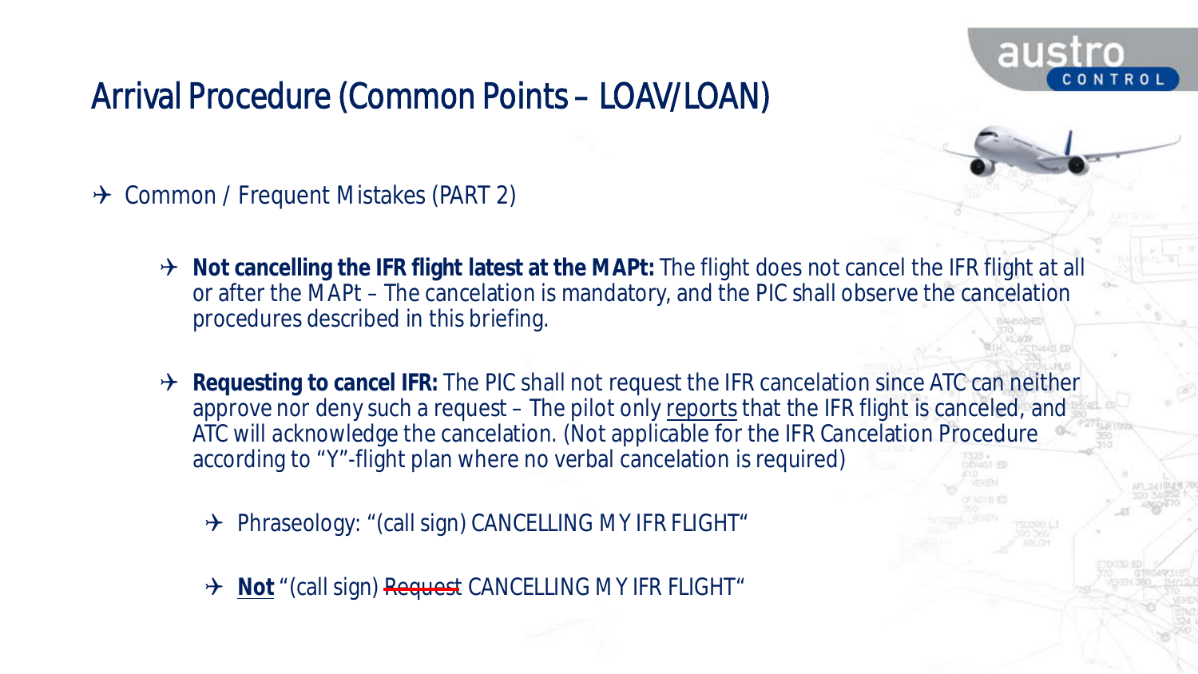# Arrival Procedure (Common Points – LOAV/LOAN)

- Common / Frequent Mistakes (PART 2)

  - **Not cancelling the IFR flight latest at the MAPt:** The flight does not cancel the IFR flight at all or after the MAPt – The cancelation is mandatory, and the PIC shall observe the cancelation procedures described in this briefing.

  - **Requesting to cancel IFR:** The PIC shall not request the IFR cancelation since ATC can neither approve nor deny such a request – The pilot only <u>reports</u> that the IFR flight is canceled, and ATC will acknowledge the cancelation. (Not applicable for the IFR Cancelation Procedure according to "Y"-flight plan where no verbal cancelation is required)

    - Phraseology: "(call sign) CANCELLING MY IFR FLIGHT"

    - <u>**Not**</u> "(call sign) ~~Request~~ CANCELLING MY IFR FLIGHT"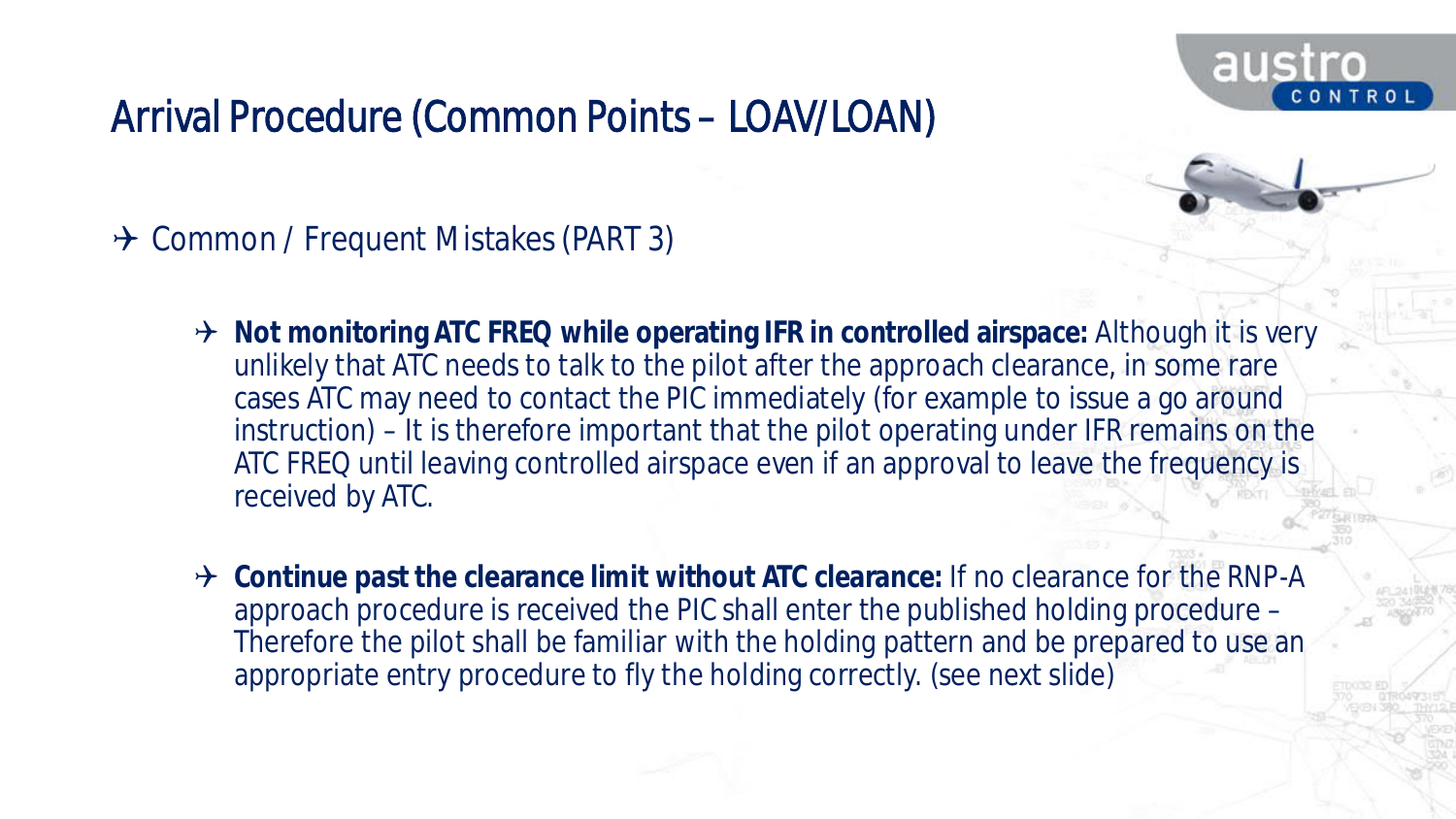# Arrival Procedure (Common Points – LOAV/LOAN)

- Common / Frequent Mistakes (PART 3)
  - **Not monitoring ATC FREQ while operating IFR in controlled airspace:** Although it is very unlikely that ATC needs to talk to the pilot after the approach clearance, in some rare cases ATC may need to contact the PIC immediately (for example to issue a go around instruction) – It is therefore important that the pilot operating under IFR remains on the ATC FREQ until leaving controlled airspace even if an approval to leave the frequency is received by ATC.
  - **Continue past the clearance limit without ATC clearance:** If no clearance for the RNP-A approach procedure is received the PIC shall enter the published holding procedure – Therefore the pilot shall be familiar with the holding pattern and be prepared to use an appropriate entry procedure to fly the holding correctly. (see next slide)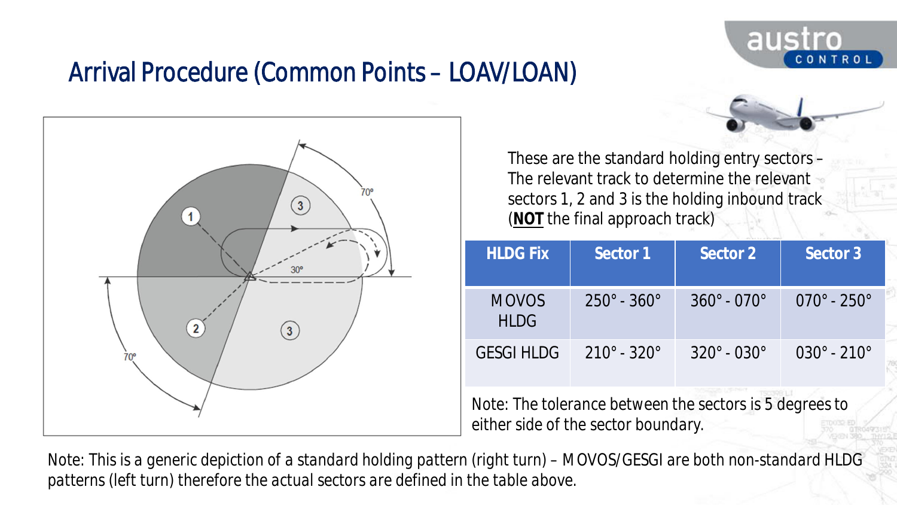# Arrival Procedure (Common Points – LOAV/LOAN)

These are the standard holding entry sectors – The relevant track to determine the relevant sectors 1, 2 and 3 is the holding inbound track (**NOT** the final approach track)

| HLDG Fix | Sector 1 | Sector 2 | Sector 3 |
|---|---|---|---|
| MOVOS HLDG | 250° - 360° | 360° - 070° | 070° - 250° |
| GESGI HLDG | 210° - 320° | 320° - 030° | 030° - 210° |

Note: The tolerance between the sectors is 5 degrees to either side of the sector boundary.

Note: This is a generic depiction of a standard holding pattern (right turn) – MOVOS/GESGI are both non-standard HLDG patterns (left turn) therefore the actual sectors are defined in the table above.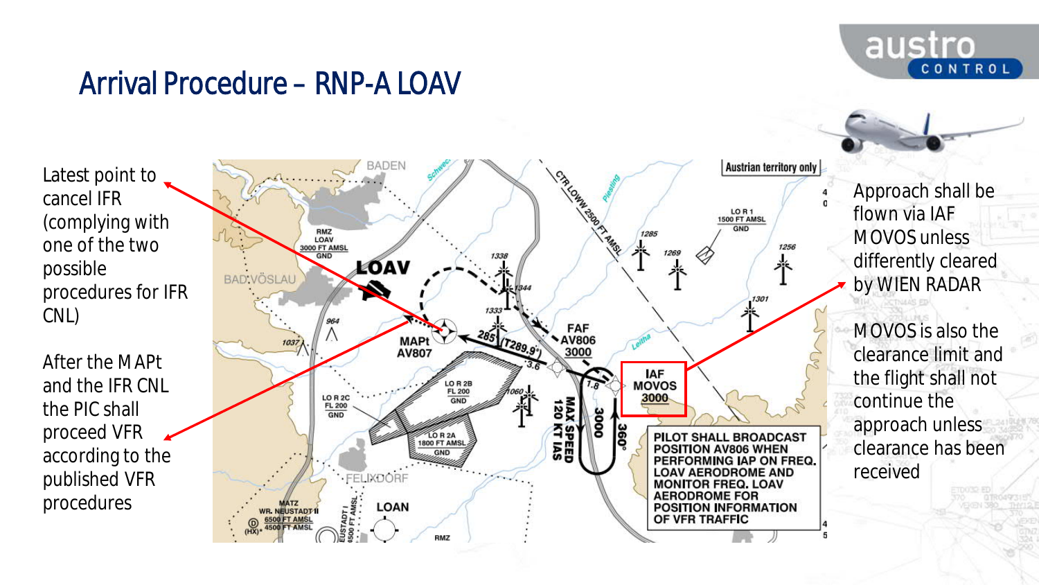# Arrival Procedure – RNP-A LOAV

Latest point to cancel IFR (complying with one of the two possible procedures for IFR CNL)

After the MAPt and the IFR CNL the PIC shall proceed VFR according to the published VFR procedures

Approach shall be flown via IAF MOVOS unless differently cleared by WIEN RADAR

MOVOS is also the clearance limit and the flight shall not continue the approach unless clearance has been received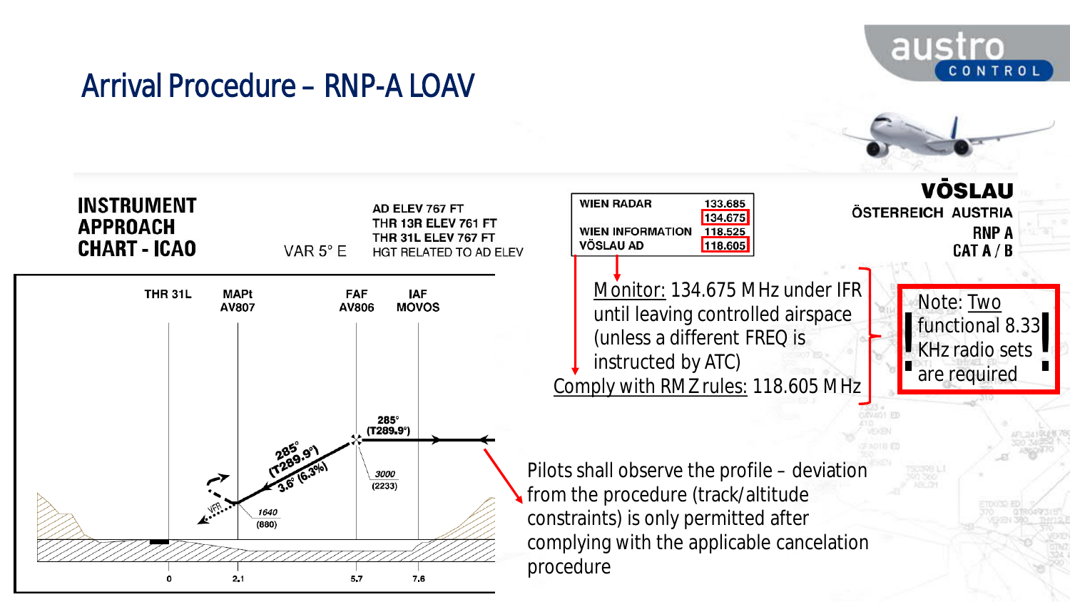# Arrival Procedure – RNP-A LOAV

**INSTRUMENT APPROACH CHART - ICAO**

VAR 5° E

AD ELEV 767 FT
THR 13R ELEV 761 FT
THR 31L ELEV 767 FT
HGT RELATED TO AD ELEV

| | |
|---|---|
| WIEN RADAR | 133.685 |
| | 134.675 |
| WIEN INFORMATION | 118.525 |
| VÖSLAU AD | 118.605 |

**VÖSLAU**
**ÖSTERREICH AUSTRIA**
**RNP A**
**CAT A / B**

THR 31L | MAPt AV807 | FAF AV806 | IAF MOVOS

285° (T289.9°)

285° (T289.9°) 3.6° (6.3%)

3000 (2233)

1640 (880)

VFR

0 | 2.1 | 5.7 | 7.6

Monitor: 134.675 MHz under IFR until leaving controlled airspace (unless a different FREQ is instructed by ATC)

Comply with RMZ rules: 118.605 MHz

Note: Two functional 8.33 KHz radio sets are required

Pilots shall observe the profile – deviation from the procedure (track/altitude constraints) is only permitted after complying with the applicable cancelation procedure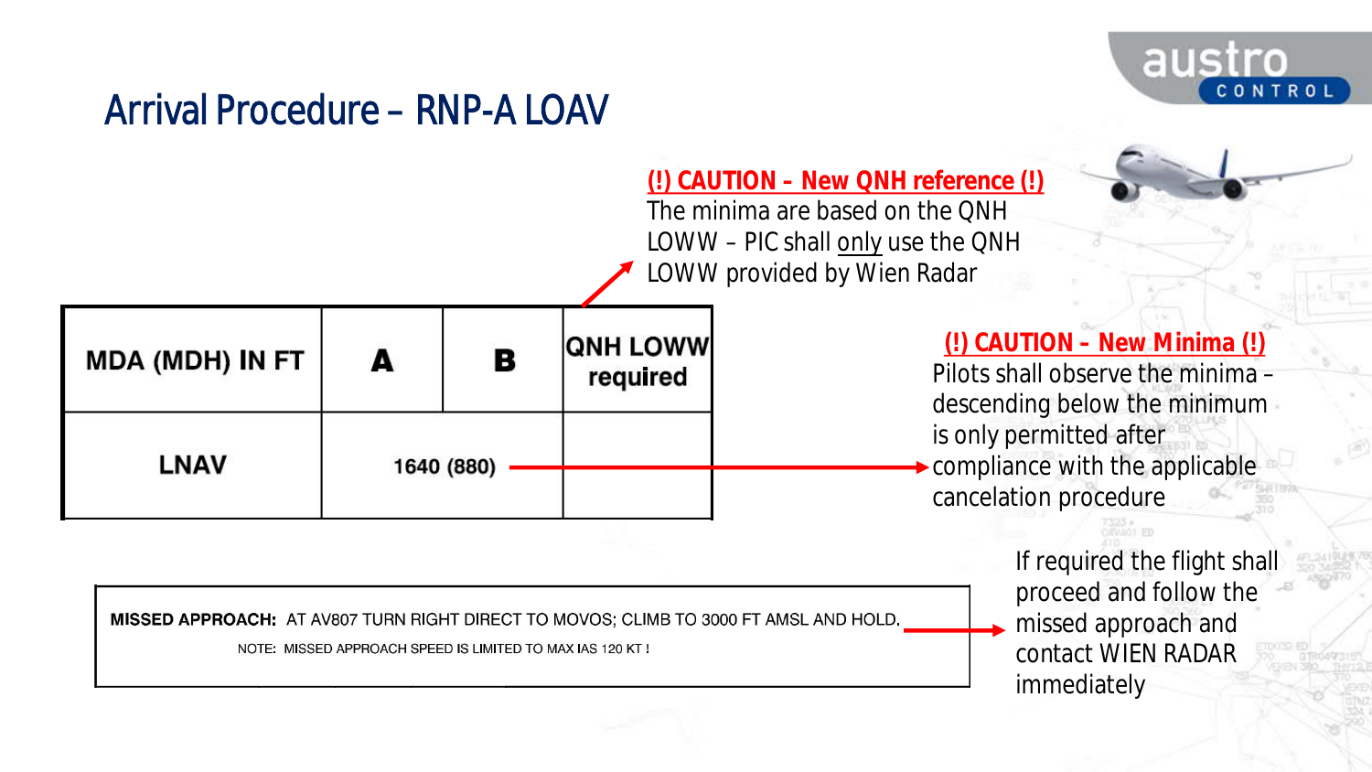# Arrival Procedure – RNP-A LOAV

**(!) CAUTION – New QNH reference (!)**

The minima are based on the QNH LOWW – PIC shall only use the QNH LOWW provided by Wien Radar

| MDA (MDH) IN FT | A | B | QNH LOWW required |
|---|---|---|---|
| LNAV | 1640 (880) | | |

**(!) CAUTION – New Minima (!)**

Pilots shall observe the minima – descending below the minimum is only permitted after compliance with the applicable cancelation procedure

**MISSED APPROACH:** AT AV807 TURN RIGHT DIRECT TO MOVOS; CLIMB TO 3000 FT AMSL AND HOLD.

NOTE: MISSED APPROACH SPEED IS LIMITED TO MAX IAS 120 KT !

If required the flight shall proceed and follow the missed approach and contact WIEN RADAR immediately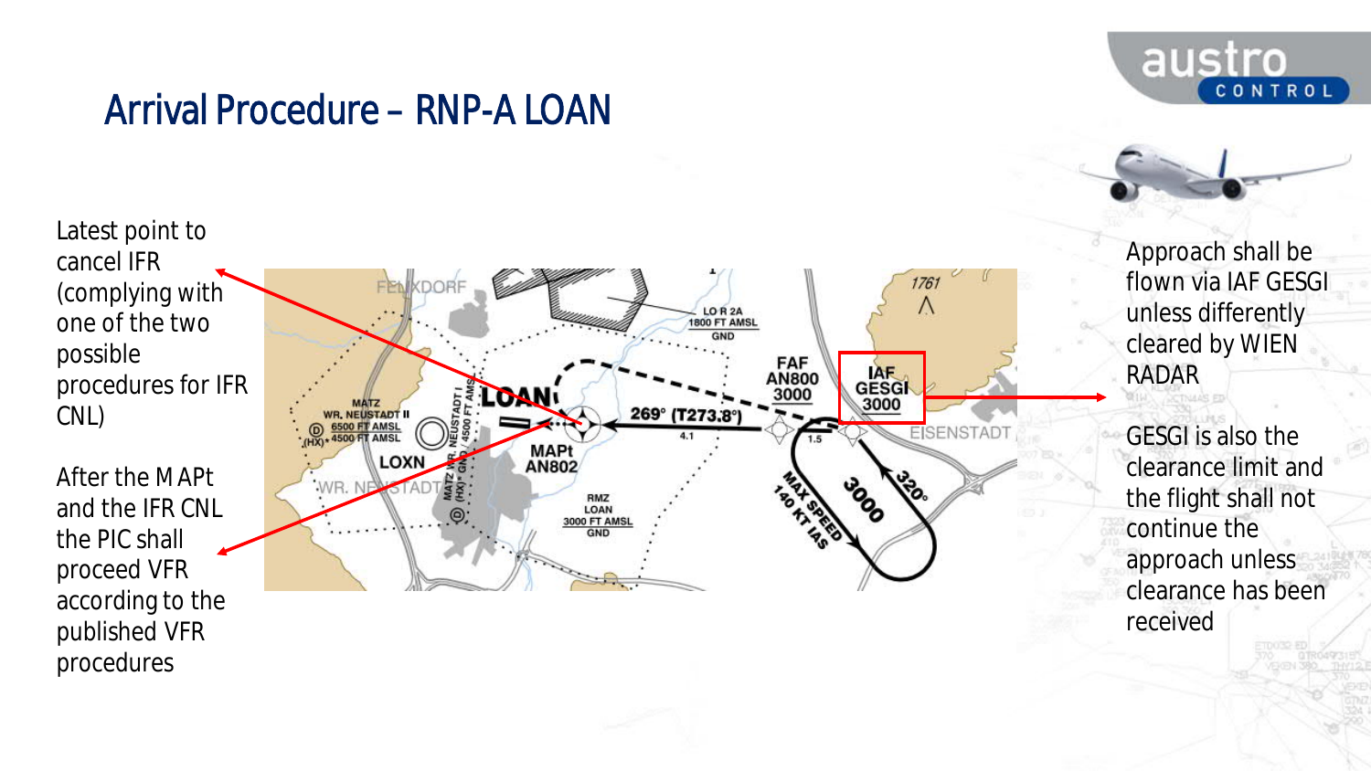# Arrival Procedure – RNP-A LOAN

Latest point to cancel IFR (complying with one of the two possible procedures for IFR CNL)

After the MAPt and the IFR CNL the PIC shall proceed VFR according to the published VFR procedures

Approach shall be flown via IAF GESGI unless differently cleared by WIEN RADAR

GESGI is also the clearance limit and the flight shall not continue the approach unless clearance has been received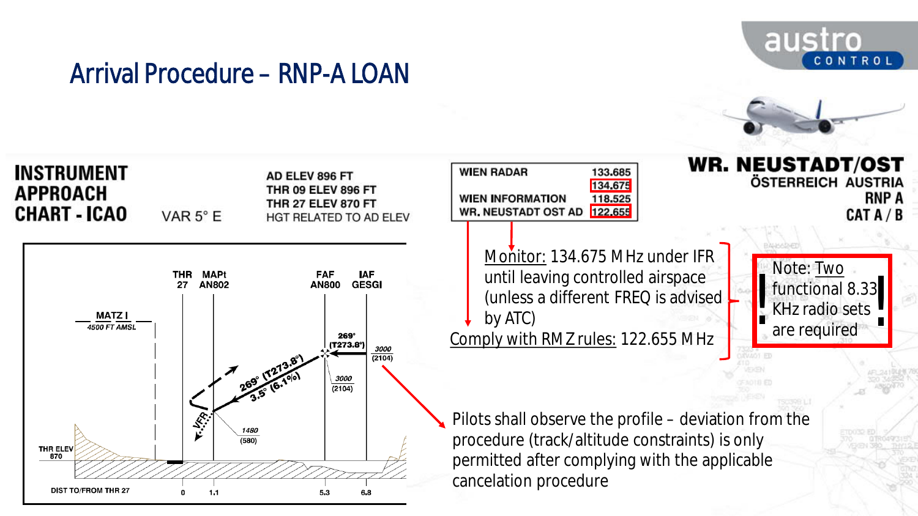# Arrival Procedure – RNP-A LOAN

**INSTRUMENT APPROACH CHART - ICAO**

VAR 5° E

AD ELEV 896 FT
THR 09 ELEV 896 FT
THR 27 ELEV 870 FT
HGT RELATED TO AD ELEV

| | |
|---|---|
| WIEN RADAR | 133.685 |
| | 134.675 |
| WIEN INFORMATION | 118.525 |
| WR. NEUSTADT OST AD | 122.655 |

**WR. NEUSTADT/OST**
**ÖSTERREICH AUSTRIA**
**RNP A**
**CAT A / B**

THR 27 | MAPt AN802 | FAF AN800 | IAF GESGI

MATZ I 4500 FT AMSL

269° (T273.8°) 3.5° (6.1%)

269° (T273.8°)

3000 (2104)

3000 (2104)

1480 (580)

VFR

THR ELEV 870

DIST TO/FROM THR 27: 0 | 1.1 | 5.3 | 6.8

Monitor: 134.675 MHz under IFR until leaving controlled airspace (unless a different FREQ is advised by ATC)

Comply with RMZ rules: 122.655 MHz

**Note:** Two functional 8.33 KHz radio sets are required

Pilots shall observe the profile – deviation from the procedure (track/altitude constraints) is only permitted after complying with the applicable cancelation procedure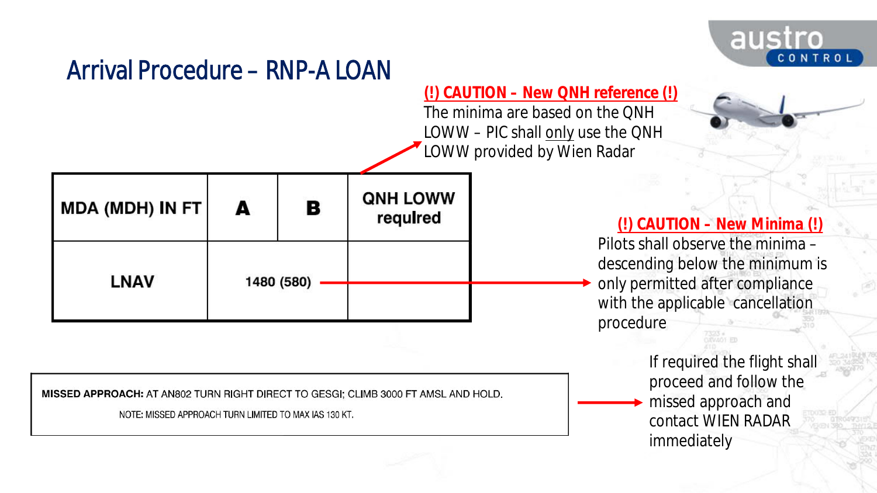# Arrival Procedure – RNP-A LOAN

**(!) CAUTION – New QNH reference (!)**

The minima are based on the QNH LOWW – PIC shall only use the QNH LOWW provided by Wien Radar

| MDA (MDH) IN FT | A | B | QNH LOWW required |
|---|---|---|---|
| LNAV | 1480 (580) | | |

**(!) CAUTION – New Minima (!)**

Pilots shall observe the minima – descending below the minimum is only permitted after compliance with the applicable cancellation procedure

**MISSED APPROACH:** AT AN802 TURN RIGHT DIRECT TO GESGI; CLIMB 3000 FT AMSL AND HOLD.

NOTE: MISSED APPROACH TURN LIMITED TO MAX IAS 130 KT.

If required the flight shall proceed and follow the missed approach and contact WIEN RADAR immediately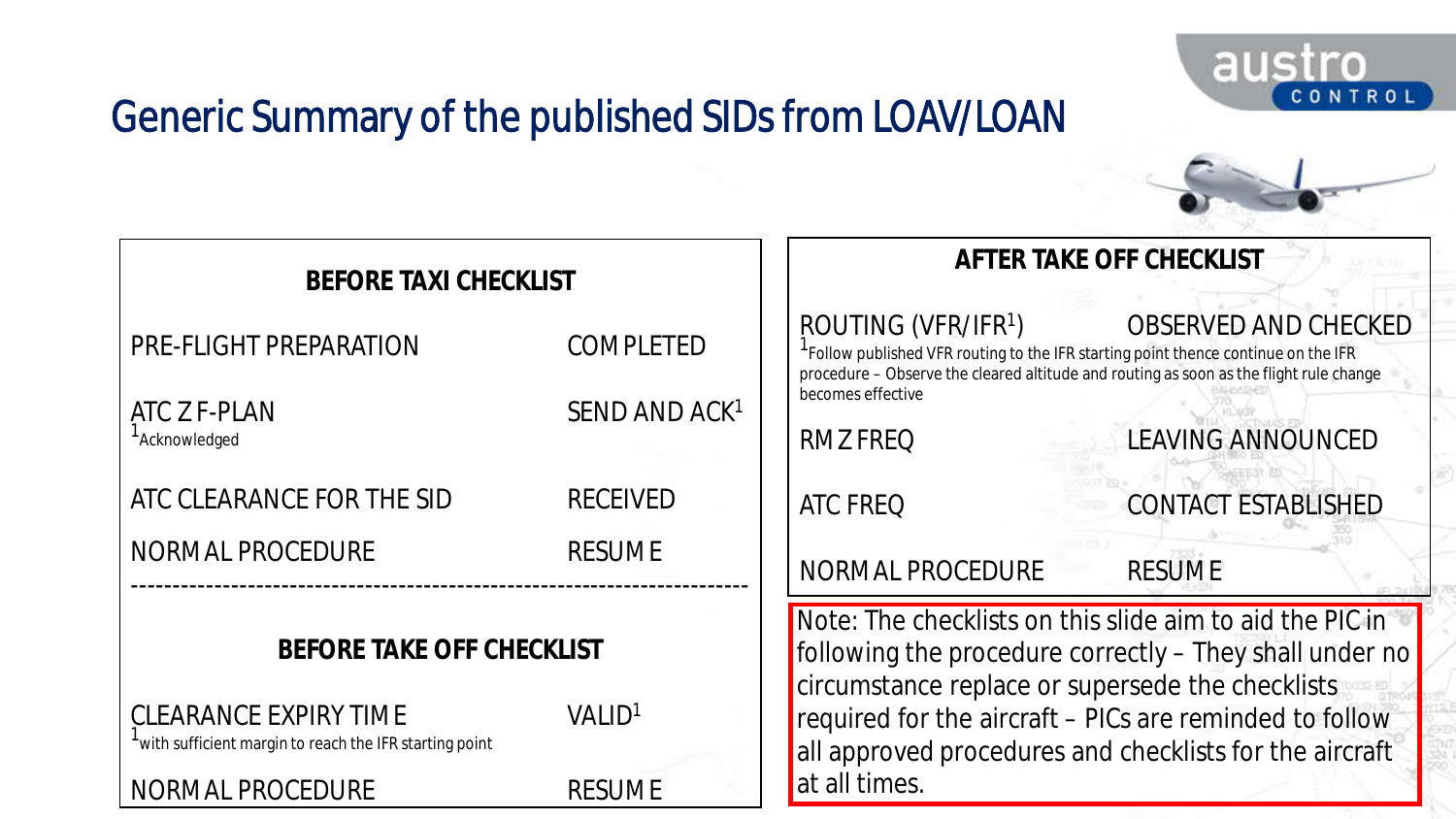# Generic Summary of the published SIDs from LOAV/LOAN

### BEFORE TAXI CHECKLIST

| | |
|---|---|
| PRE-FLIGHT PREPARATION | COMPLETED |
| ATC Z F-PLAN | SEND AND ACK[1] |
| ATC CLEARANCE FOR THE SID | RECEIVED |
| NORMAL PROCEDURE | RESUME |

[1] Acknowledged

---

### BEFORE TAKE OFF CHECKLIST

| | |
|---|---|
| CLEARANCE EXPIRY TIME | VALID[1] |
| NORMAL PROCEDURE | RESUME |

[1] with sufficient margin to reach the IFR starting point

### AFTER TAKE OFF CHECKLIST

| | |
|---|---|
| ROUTING (VFR/IFR[1]) | OBSERVED AND CHECKED |
| RMZ FREQ | LEAVING ANNOUNCED |
| ATC FREQ | CONTACT ESTABLISHED |
| NORMAL PROCEDURE | RESUME |

[1] Follow published VFR routing to the IFR starting point thence continue on the IFR procedure – Observe the cleared altitude and routing as soon as the flight rule change becomes effective

Note: The checklists on this slide aim to aid the PIC in following the procedure correctly – They shall under no circumstance replace or supersede the checklists required for the aircraft – PICs are reminded to follow all approved procedures and checklists for the aircraft at all times.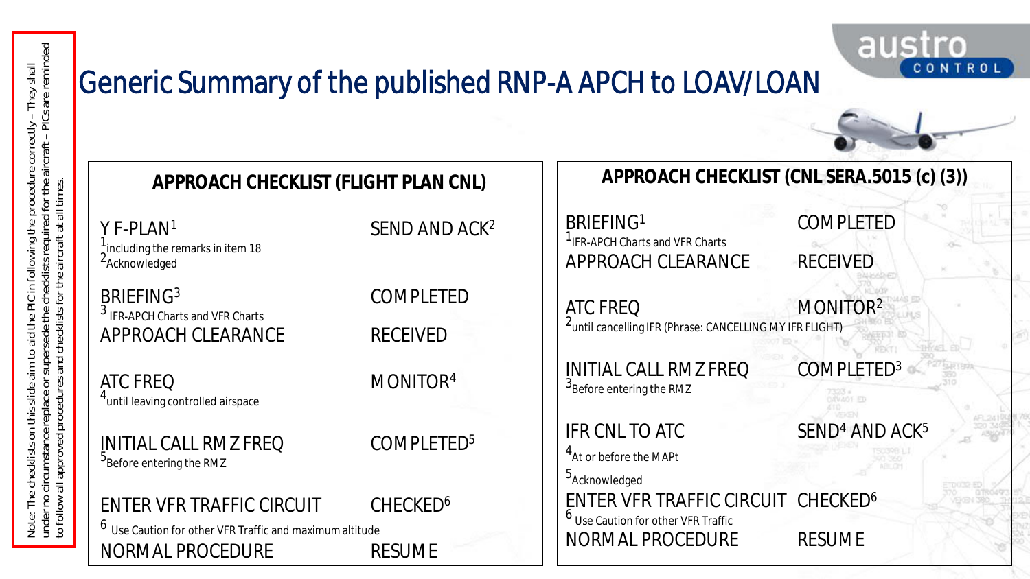Note: The checklists on this slide aim to aid the PIC in following the procedure correctly – They shall under no circumstance replace or supersede the checklists required for the aircraft – PICs are reminded to follow all approved procedures and checklists for the aircraft at all times.

# Generic Summary of the published RNP-A APCH to LOAV/LOAN

## APPROACH CHECKLIST (FLIGHT PLAN CNL)

| Item | Action |
|---|---|
| Y F-PLAN[1] | SEND AND ACK[2] |
| BRIEFING[3] | COMPLETED |
| APPROACH CLEARANCE | RECEIVED |
| ATC FREQ | MONITOR[4] |
| INITIAL CALL RMZ FREQ | COMPLETED[5] |
| ENTER VFR TRAFFIC CIRCUIT | CHECKED[6] |
| NORMAL PROCEDURE | RESUME |

[1] including the remarks in item 18
[2] Acknowledged
[3] IFR-APCH Charts and VFR Charts
[4] until leaving controlled airspace
[5] Before entering the RMZ
[6] Use Caution for other VFR Traffic and maximum altitude

## APPROACH CHECKLIST (CNL SERA.5015 (c) (3))

| Item | Action |
|---|---|
| BRIEFING[1] | COMPLETED |
| APPROACH CLEARANCE | RECEIVED |
| ATC FREQ | MONITOR[2] |
| INITIAL CALL RMZ FREQ | COMPLETED[3] |
| IFR CNL TO ATC | SEND[4] AND ACK[5] |
| ENTER VFR TRAFFIC CIRCUIT | CHECKED[6] |
| NORMAL PROCEDURE | RESUME |

[1] IFR-APCH Charts and VFR Charts
[2] until cancelling IFR (Phrase: CANCELLING MY IFR FLIGHT)
[3] Before entering the RMZ
[4] At or before the MAPt
[5] Acknowledged
[6] Use Caution for other VFR Traffic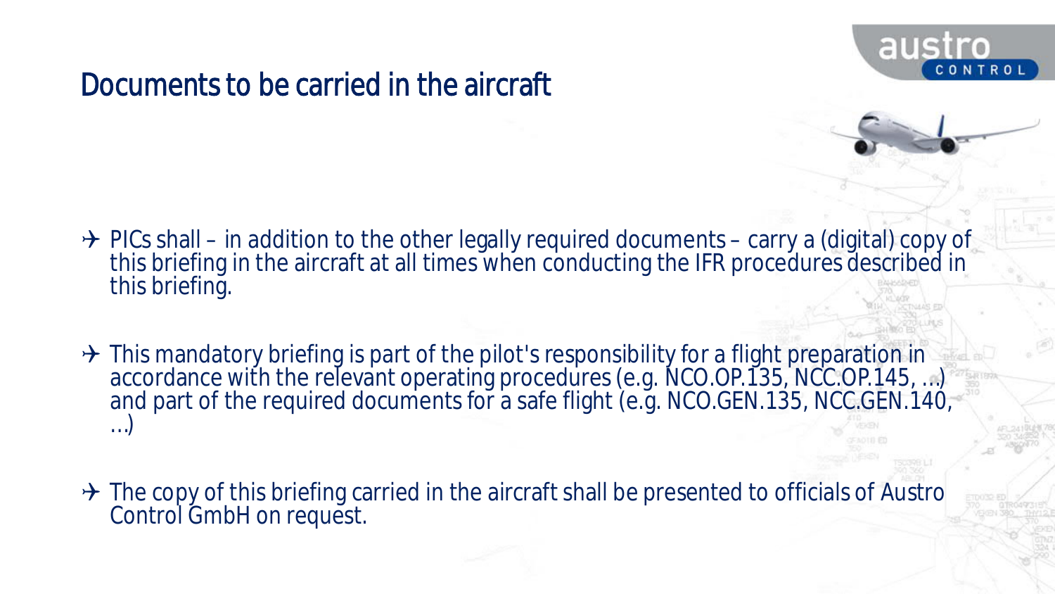# Documents to be carried in the aircraft

- PICs shall – in addition to the other legally required documents – carry a (digital) copy of this briefing in the aircraft at all times when conducting the IFR procedures described in this briefing.

- This mandatory briefing is part of the pilot's responsibility for a flight preparation in accordance with the relevant operating procedures (e.g. NCO.OP.135, NCC.OP.145, ...) and part of the required documents for a safe flight (e.g. NCO.GEN.135, NCC.GEN.140, ...)

- The copy of this briefing carried in the aircraft shall be presented to officials of Austro Control GmbH on request.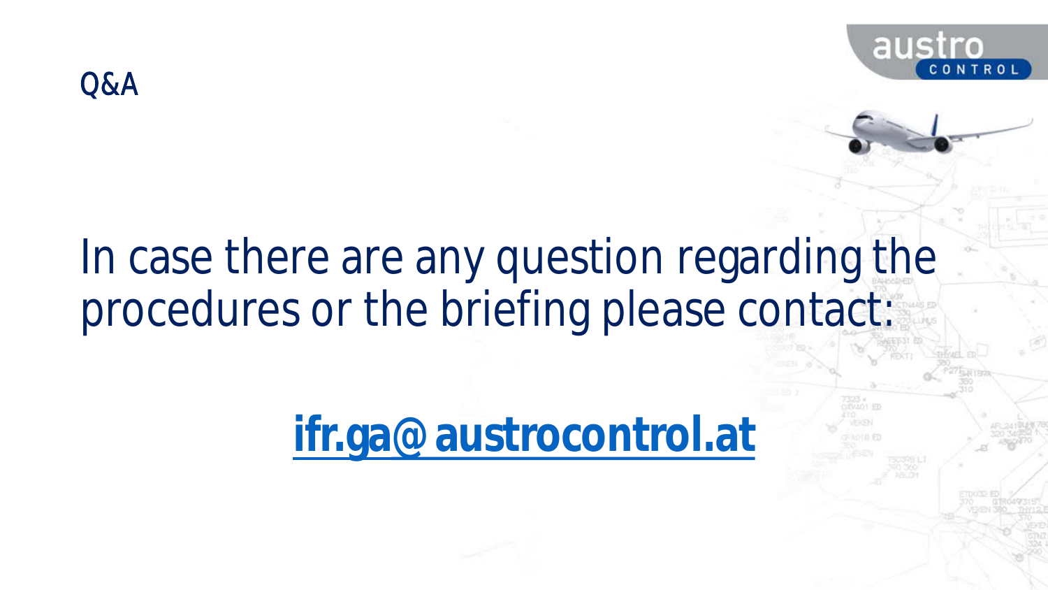# Q&A

In case there are any question regarding the procedures or the briefing please contact:

**[ifr.ga@austrocontrol.at](mailto:ifr.ga@austrocontrol.at)**